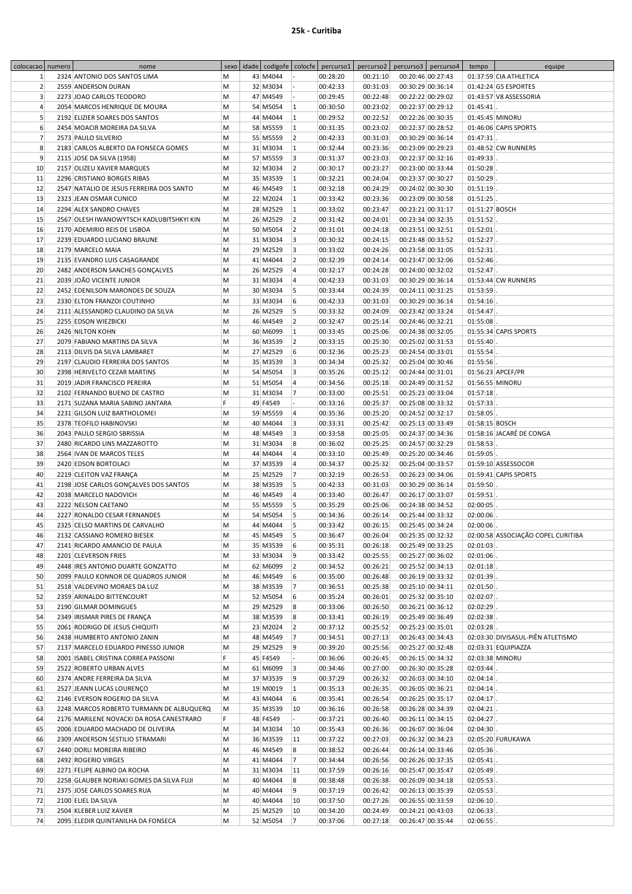# 25k - Curitiba

| colocacao | numero | nome | sexo | idade | codigofe | colocfe | percurso1 | percurso2 | percurso3 | percurso4 | tempo | equipe |
|---|---|---|---|---|---|---|---|---|---|---|---|---|
| 1 | 2324 | ANTONIO DOS SANTOS LIMA | M | 43 | M4044 | - | 00:28:20 | 00:21:10 | 00:20:46 | 00:27:43 | 01:37:59 | CIA ATHLETICA |
| 2 | 2559 | ANDERSON DURAN | M | 32 | M3034 | - | 00:42:33 | 00:31:03 | 00:30:29 | 00:36:14 | 01:42:24 | G5 ESPORTES |
| 3 | 2273 | JOAO CARLOS TEODORO | M | 47 | M4549 | - | 00:29:45 | 00:22:48 | 00:22:22 | 00:29:02 | 01:43:57 | V8 ASSESSORIA |
| 4 | 2054 | MARCOS HENRIQUE DE MOURA | M | 54 | M5054 | 1 | 00:30:50 | 00:23:02 | 00:22:37 | 00:29:12 | 01:45:41 | . |
| 5 | 2192 | ELIZIER SOARES DOS SANTOS | M | 44 | M4044 | 1 | 00:29:52 | 00:22:52 | 00:22:26 | 00:30:35 | 01:45:45 | MINORU |
| 6 | 2454 | MOACIR MOREIRA DA SILVA | M | 58 | M5559 | 1 | 00:31:35 | 00:23:02 | 00:22:37 | 00:28:52 | 01:46:06 | CAPIS SPORTS |
| 7 | 2573 | PAULO SILVERIO | M | 55 | M5559 | 2 | 00:42:33 | 00:31:03 | 00:30:29 | 00:36:14 | 01:47:31 | . |
| 8 | 2183 | CARLOS ALBERTO DA FONSECA GOMES | M | 31 | M3034 | 1 | 00:32:44 | 00:23:36 | 00:23:09 | 00:29:23 | 01:48:52 | CW RUNNERS |
| 9 | 2115 | JOSE DA SILVA (1958) | M | 57 | M5559 | 3 | 00:31:37 | 00:23:03 | 00:22:37 | 00:32:16 | 01:49:33 | . |
| 10 | 2157 | OLIZEU XAVIER MARQUES | M | 32 | M3034 | 2 | 00:30:17 | 00:23:27 | 00:23:00 | 00:33:44 | 01:50:28 | . |
| 11 | 2296 | CRISTIANO BORGES RIBAS | M | 35 | M3539 | 1 | 00:32:21 | 00:24:04 | 00:23:37 | 00:30:27 | 01:50:29 | . |
| 12 | 2547 | NATALIO DE JESUS FERREIRA DOS SANTO | M | 46 | M4549 | 1 | 00:32:18 | 00:24:29 | 00:24:02 | 00:30:30 | 01:51:19 | . |
| 13 | 2323 | JEAN OSMAR CUNICO | M | 22 | M2024 | 1 | 00:33:42 | 00:23:36 | 00:23:09 | 00:30:58 | 01:51:25 | . |
| 14 | 2294 | ALEX SANDRO CHAVES | M | 28 | M2529 | 1 | 00:33:02 | 00:23:47 | 00:23:21 | 00:31:17 | 01:51:27 | BOSCH |
| 15 | 2567 | OLESH IWANOWYTSCH KADLUBITSHKYI KIN | M | 26 | M2529 | 2 | 00:31:42 | 00:24:01 | 00:23:34 | 00:32:35 | 01:51:52 | . |
| 16 | 2170 | ADEMIRIO REIS DE LISBOA | M | 50 | M5054 | 2 | 00:31:01 | 00:24:18 | 00:23:51 | 00:32:51 | 01:52:01 | . |
| 17 | 2239 | EDUARDO LUCIANO BRAUNE | M | 31 | M3034 | 3 | 00:30:32 | 00:24:15 | 00:23:48 | 00:33:52 | 01:52:27 | . |
| 18 | 2179 | MARCELO MAIA | M | 29 | M2529 | 3 | 00:33:02 | 00:24:26 | 00:23:58 | 00:31:05 | 01:52:31 | . |
| 19 | 2135 | EVANDRO LUIS CASAGRANDE | M | 41 | M4044 | 2 | 00:32:39 | 00:24:14 | 00:23:47 | 00:32:06 | 01:52:46 | . |
| 20 | 2482 | ANDERSON SANCHES GONÇALVES | M | 26 | M2529 | 4 | 00:32:17 | 00:24:28 | 00:24:00 | 00:32:02 | 01:52:47 | . |
| 21 | 2039 | JOÃO VICENTE JUNIOR | M | 31 | M3034 | 4 | 00:42:33 | 00:31:03 | 00:30:29 | 00:36:14 | 01:53:44 | CW RUNNERS |
| 22 | 2452 | EDENILSON MARONDES DE SOUZA | M | 30 | M3034 | 5 | 00:33:44 | 00:24:39 | 00:24:11 | 00:31:25 | 01:53:59 | . |
| 23 | 2330 | ELTON FRANZOI COUTINHO | M | 33 | M3034 | 6 | 00:42:33 | 00:31:03 | 00:30:29 | 00:36:14 | 01:54:16 | . |
| 24 | 2111 | ALESSANDRO CLAUDINO DA SILVA | M | 26 | M2529 | 5 | 00:33:32 | 00:24:09 | 00:23:42 | 00:33:24 | 01:54:47 | . |
| 25 | 2255 | EDSON WIEZBICKI | M | 46 | M4549 | 2 | 00:32:47 | 00:25:14 | 00:24:46 | 00:32:21 | 01:55:08 | . |
| 26 | 2426 | NILTON KOHN | M | 60 | M6099 | 1 | 00:33:45 | 00:25:06 | 00:24:38 | 00:32:05 | 01:55:34 | CAPIS SPORTS |
| 27 | 2079 | FABIANO MARTINS DA SILVA | M | 36 | M3539 | 2 | 00:33:15 | 00:25:30 | 00:25:02 | 00:31:53 | 01:55:40 | . |
| 28 | 2113 | DILVIS DA SILVA LAMBARET | M | 27 | M2529 | 6 | 00:32:36 | 00:25:23 | 00:24:54 | 00:33:01 | 01:55:54 | . |
| 29 | 2197 | CLAUDIO FERREIRA DOS SANTOS | M | 35 | M3539 | 3 | 00:34:34 | 00:25:32 | 00:25:04 | 00:30:46 | 01:55:56 | . |
| 30 | 2398 | HERIVELTO CEZAR MARTINS | M | 54 | M5054 | 3 | 00:35:26 | 00:25:12 | 00:24:44 | 00:31:01 | 01:56:23 | APCEF/PR |
| 31 | 2019 | JADIR FRANCISCO PEREIRA | M | 51 | M5054 | 4 | 00:34:56 | 00:25:18 | 00:24:49 | 00:31:52 | 01:56:55 | MINORU |
| 32 | 2102 | FERNANDO BUENO DE CASTRO | M | 31 | M3034 | 7 | 00:33:00 | 00:25:51 | 00:25:23 | 00:33:04 | 01:57:18 | . |
| 33 | 2171 | SUZANA MARIA SABINO JANTARA | F | 49 | F4549 | - | 00:33:16 | 00:25:37 | 00:25:08 | 00:33:32 | 01:57:33 | . |
| 34 | 2231 | GILSON LUIZ BARTHOLOMEI | M | 59 | M5559 | 4 | 00:35:36 | 00:25:20 | 00:24:52 | 00:32:17 | 01:58:05 | . |
| 35 | 2378 | TEOFILO HABINOVSKI | M | 40 | M4044 | 3 | 00:33:31 | 00:25:42 | 00:25:13 | 00:33:49 | 01:58:15 | BOSCH |
| 36 | 2043 | PAULO SERGIO SBRISSIA | M | 48 | M4549 | 3 | 00:33:58 | 00:25:05 | 00:24:37 | 00:34:36 | 01:58:16 | JACARÉ DE CONGA |
| 37 | 2480 | RICARDO LINS MAZZAROTTO | M | 31 | M3034 | 8 | 00:36:02 | 00:25:25 | 00:24:57 | 00:32:29 | 01:58:53 | . |
| 38 | 2564 | IVAN DE MARCOS TELES | M | 44 | M4044 | 4 | 00:33:10 | 00:25:49 | 00:25:20 | 00:34:46 | 01:59:05 | . |
| 39 | 2420 | EDSON BORTOLACI | M | 37 | M3539 | 4 | 00:34:37 | 00:25:32 | 00:25:04 | 00:33:57 | 01:59:10 | ASSESSOCOR |
| 40 | 2219 | CLEITON VAZ FRANÇA | M | 25 | M2529 | 7 | 00:32:19 | 00:26:53 | 00:26:23 | 00:34:06 | 01:59:41 | CAPIS SPORTS |
| 41 | 2198 | JOSE CARLOS GONÇALVES DOS SANTOS | M | 38 | M3539 | 5 | 00:42:33 | 00:31:03 | 00:30:29 | 00:36:14 | 01:59:50 | . |
| 42 | 2038 | MARCELO NADOVICH | M | 46 | M4549 | 4 | 00:33:40 | 00:26:47 | 00:26:17 | 00:33:07 | 01:59:51 | . |
| 43 | 2222 | NELSON CAETANO | M | 55 | M5559 | 5 | 00:35:29 | 00:25:06 | 00:24:38 | 00:34:52 | 02:00:05 | . |
| 44 | 2227 | RONALDO CESAR FERNANDES | M | 54 | M5054 | 5 | 00:34:36 | 00:26:14 | 00:25:44 | 00:33:32 | 02:00:06 | . |
| 45 | 2325 | CELSO MARTINS DE CARVALHO | M | 44 | M4044 | 5 | 00:33:42 | 00:26:15 | 00:25:45 | 00:34:24 | 02:00:06 | . |
| 46 | 2132 | CASSIANO ROMERO BIESEK | M | 45 | M4549 | 5 | 00:36:47 | 00:26:04 | 00:25:35 | 00:32:32 | 02:00:58 | ASSOCIAÇÃO COPEL CURITIBA |
| 47 | 2141 | RICARDO AMANCIO DE PAULA | M | 35 | M3539 | 6 | 00:35:31 | 00:26:18 | 00:25:49 | 00:33:25 | 02:01:03 | . |
| 48 | 2201 | CLEVERSON FRIES | M | 33 | M3034 | 9 | 00:33:42 | 00:25:55 | 00:25:27 | 00:36:02 | 02:01:06 | . |
| 49 | 2448 | IRES ANTONIO DUARTE GONZATTO | M | 62 | M6099 | 2 | 00:34:52 | 00:26:21 | 00:25:52 | 00:34:13 | 02:01:18 | . |
| 50 | 2099 | PAULO KONNOR DE QUADROS JUNIOR | M | 46 | M4549 | 6 | 00:35:00 | 00:26:48 | 00:26:19 | 00:33:32 | 02:01:39 | . |
| 51 | 2518 | VALDEVINO MORAES DA LUZ | M | 38 | M3539 | 7 | 00:36:51 | 00:25:38 | 00:25:10 | 00:34:11 | 02:01:50 | . |
| 52 | 2359 | ARINALDO BITTENCOURT | M | 52 | M5054 | 6 | 00:35:24 | 00:26:01 | 00:25:32 | 00:35:10 | 02:02:07 | . |
| 53 | 2190 | GILMAR DOMINGUES | M | 29 | M2529 | 8 | 00:33:06 | 00:26:50 | 00:26:21 | 00:36:12 | 02:02:29 | . |
| 54 | 2349 | IRISMAR PIRES DE FRANÇA | M | 38 | M3539 | 8 | 00:33:41 | 00:26:19 | 00:25:49 | 00:36:49 | 02:02:38 | . |
| 55 | 2061 | RODRIGO DE JESUS CHIQUITI | M | 23 | M2024 | 2 | 00:37:12 | 00:25:52 | 00:25:23 | 00:35:01 | 02:03:28 | . |
| 56 | 2438 | HUMBERTO ANTONIO ZANIN | M | 48 | M4549 | 7 | 00:34:51 | 00:27:13 | 00:26:43 | 00:34:43 | 02:03:30 | DIVISASUL-PIÊN ATLETISMO |
| 57 | 2137 | MARCELO EDUARDO PINESSO JUNIOR | M | 29 | M2529 | 9 | 00:39:20 | 00:25:56 | 00:25:27 | 00:32:48 | 02:03:31 | EQUIPIAZZA |
| 58 | 2001 | ISABEL CRISTINA CORREA PASSONI | F | 45 | F4549 | - | 00:36:06 | 00:26:45 | 00:26:15 | 00:34:32 | 02:03:38 | MINORU |
| 59 | 2522 | ROBERTO URBAN ALVES | M | 61 | M6099 | 3 | 00:34:46 | 00:27:00 | 00:26:30 | 00:35:28 | 02:03:44 | . |
| 60 | 2374 | ANDRE FERREIRA DA SILVA | M | 37 | M3539 | 9 | 00:37:29 | 00:26:32 | 00:26:03 | 00:34:10 | 02:04:14 | . |
| 61 | 2527 | JEANN LUCAS LOURENÇO | M | 19 | M0019 | 1 | 00:35:13 | 00:26:35 | 00:26:05 | 00:36:21 | 02:04:14 | . |
| 62 | 2146 | EVERSON ROGERIO DA SILVA | M | 43 | M4044 | 6 | 00:35:41 | 00:26:54 | 00:26:25 | 00:35:17 | 02:04:17 | . |
| 63 | 2248 | MARCOS ROBERTO TURMANN DE ALBUQUERQ | M | 35 | M3539 | 10 | 00:36:16 | 00:26:58 | 00:26:28 | 00:34:39 | 02:04:21 | . |
| 64 | 2176 | MARILENE NOVACKI DA ROSA CANESTRARO | F | 48 | F4549 | - | 00:37:21 | 00:26:40 | 00:26:11 | 00:34:15 | 02:04:27 | . |
| 65 | 2006 | EDUARDO MACHADO DE OLIVEIRA | M | 34 | M3034 | 10 | 00:35:43 | 00:26:36 | 00:26:07 | 00:36:04 | 02:04:30 | . |
| 66 | 2309 | ANDERSON SESTILIO STRAMARI | M | 36 | M3539 | 11 | 00:37:22 | 00:27:03 | 00:26:32 | 00:34:23 | 02:05:20 | FURUKAWA |
| 67 | 2440 | DORLI MOREIRA RIBEIRO | M | 46 | M4549 | 8 | 00:38:52 | 00:26:44 | 00:26:14 | 00:33:46 | 02:05:36 | . |
| 68 | 2492 | ROGERIO VIRGES | M | 41 | M4044 | 7 | 00:34:44 | 00:26:56 | 00:26:26 | 00:37:35 | 02:05:41 | . |
| 69 | 2271 | FELIPE ALBINO DA ROCHA | M | 31 | M3034 | 11 | 00:37:59 | 00:26:16 | 00:25:47 | 00:35:47 | 02:05:49 | . |
| 70 | 2258 | GLAUBER NORIAKI GOMES DA SILVA FUJI | M | 40 | M4044 | 8 | 00:38:48 | 00:26:38 | 00:26:09 | 00:34:18 | 02:05:53 | . |
| 71 | 2375 | JOSE CARLOS SOARES RUA | M | 40 | M4044 | 9 | 00:37:19 | 00:26:42 | 00:26:13 | 00:35:39 | 02:05:53 | . |
| 72 | 2100 | ELIEL DA SILVA | M | 40 | M4044 | 10 | 00:37:50 | 00:27:26 | 00:26:55 | 00:33:59 | 02:06:10 | . |
| 73 | 2504 | KLEBER LUIZ XAVIER | M | 25 | M2529 | 10 | 00:34:20 | 00:24:49 | 00:24:21 | 00:43:03 | 02:06:33 | . |
| 74 | 2095 | ELEDIR QUINTANILHA DA FONSECA | M | 52 | M5054 | 7 | 00:37:06 | 00:27:18 | 00:26:47 | 00:35:44 | 02:06:55 | . |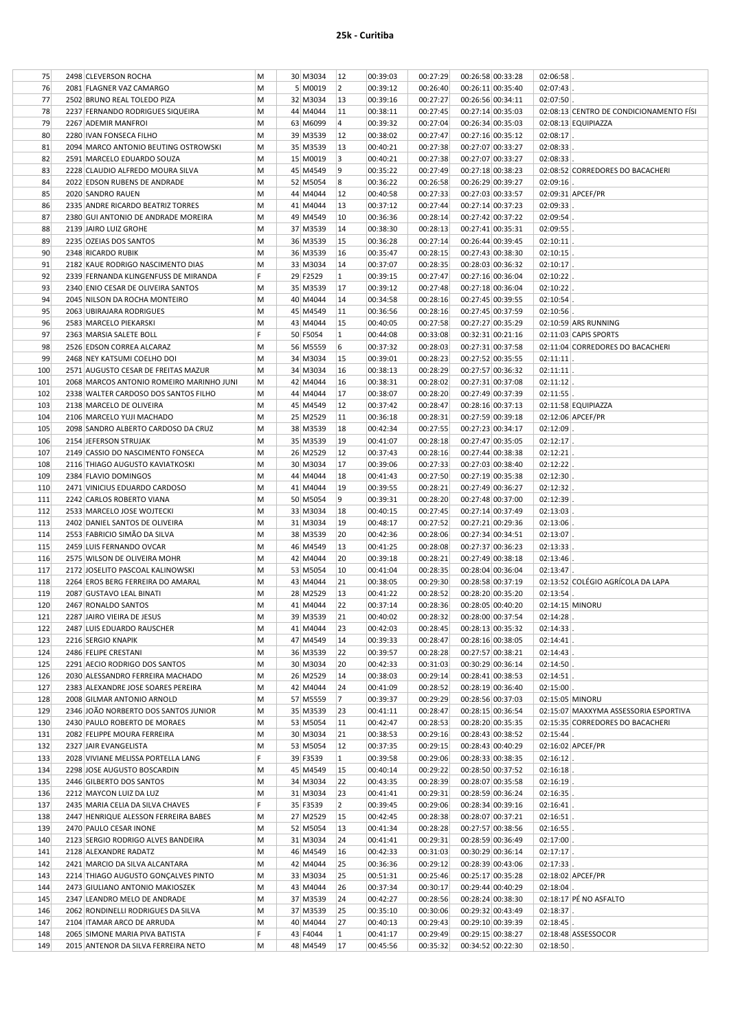## 25k - Curitiba

| | | | | | | | | | | | |
|---|---|---|---|---|---|---|---|---|---|---|---|
| 75 | 2498 | CLEVERSON ROCHA | M | 30 | M3034 | 12 | 00:39:03 | 00:27:29 | 00:26:58 | 00:33:28 | 02:06:58 | . |
| 76 | 2081 | FLAGNER VAZ CAMARGO | M | 5 | M0019 | 2 | 00:39:12 | 00:26:40 | 00:26:11 | 00:35:40 | 02:07:43 | . |
| 77 | 2502 | BRUNO REAL TOLEDO PIZA | M | 32 | M3034 | 13 | 00:39:16 | 00:27:27 | 00:26:56 | 00:34:11 | 02:07:50 | . |
| 78 | 2237 | FERNANDO RODRIGUES SIQUEIRA | M | 44 | M4044 | 11 | 00:38:11 | 00:27:45 | 00:27:14 | 00:35:03 | 02:08:13 | CENTRO DE CONDICIONAMENTO FÍSI |
| 79 | 2267 | ADEMIR MANFROI | M | 63 | M6099 | 4 | 00:39:32 | 00:27:04 | 00:26:34 | 00:35:03 | 02:08:13 | EQUIPIAZZA |
| 80 | 2280 | IVAN FONSECA FILHO | M | 39 | M3539 | 12 | 00:38:02 | 00:27:47 | 00:27:16 | 00:35:12 | 02:08:17 | . |
| 81 | 2094 | MARCO ANTONIO BEUTING OSTROWSKI | M | 35 | M3539 | 13 | 00:40:21 | 00:27:38 | 00:27:07 | 00:33:27 | 02:08:33 | . |
| 82 | 2591 | MARCELO EDUARDO SOUZA | M | 15 | M0019 | 3 | 00:40:21 | 00:27:38 | 00:27:07 | 00:33:27 | 02:08:33 | . |
| 83 | 2228 | CLAUDIO ALFREDO MOURA SILVA | M | 45 | M4549 | 9 | 00:35:22 | 00:27:49 | 00:27:18 | 00:38:23 | 02:08:52 | CORREDORES DO BACACHERI |
| 84 | 2022 | EDSON RUBENS DE ANDRADE | M | 52 | M5054 | 8 | 00:36:22 | 00:26:58 | 00:26:29 | 00:39:27 | 02:09:16 | . |
| 85 | 2020 | SANDRO RAUEN | M | 44 | M4044 | 12 | 00:40:58 | 00:27:33 | 00:27:03 | 00:33:57 | 02:09:31 | APCEF/PR |
| 86 | 2335 | ANDRE RICARDO BEATRIZ TORRES | M | 41 | M4044 | 13 | 00:37:12 | 00:27:44 | 00:27:14 | 00:37:23 | 02:09:33 | . |
| 87 | 2380 | GUI ANTONIO DE ANDRADE MOREIRA | M | 49 | M4549 | 10 | 00:36:36 | 00:28:14 | 00:27:42 | 00:37:22 | 02:09:54 | . |
| 88 | 2139 | JAIRO LUIZ GROHE | M | 37 | M3539 | 14 | 00:38:30 | 00:28:13 | 00:27:41 | 00:35:31 | 02:09:55 | . |
| 89 | 2235 | OZEIAS DOS SANTOS | M | 36 | M3539 | 15 | 00:36:28 | 00:27:14 | 00:26:44 | 00:39:45 | 02:10:11 | . |
| 90 | 2348 | RICARDO RUBIK | M | 36 | M3539 | 16 | 00:35:47 | 00:28:15 | 00:27:43 | 00:38:30 | 02:10:15 | . |
| 91 | 2182 | KAUE RODRIGO NASCIMENTO DIAS | M | 33 | M3034 | 14 | 00:37:07 | 00:28:35 | 00:28:03 | 00:36:32 | 02:10:17 | . |
| 92 | 2339 | FERNANDA KLINGENFUSS DE MIRANDA | F | 29 | F2529 | 1 | 00:39:15 | 00:27:47 | 00:27:16 | 00:36:04 | 02:10:22 | . |
| 93 | 2340 | ENIO CESAR DE OLIVEIRA SANTOS | M | 35 | M3539 | 17 | 00:39:12 | 00:27:48 | 00:27:18 | 00:36:04 | 02:10:22 | . |
| 94 | 2045 | NILSON DA ROCHA MONTEIRO | M | 40 | M4044 | 14 | 00:34:58 | 00:28:16 | 00:27:45 | 00:39:55 | 02:10:54 | . |
| 95 | 2063 | UBIRAJARA RODRIGUES | M | 45 | M4549 | 11 | 00:36:56 | 00:28:16 | 00:27:45 | 00:37:59 | 02:10:56 | . |
| 96 | 2583 | MARCELO PIEKARSKI | M | 43 | M4044 | 15 | 00:40:05 | 00:27:58 | 00:27:27 | 00:35:29 | 02:10:59 | ARS RUNNING |
| 97 | 2363 | MARSIA SALETE BOLL | F | 50 | F5054 | 1 | 00:44:08 | 00:33:08 | 00:32:31 | 00:21:16 | 02:11:03 | CAPIS SPORTS |
| 98 | 2526 | EDSON CORREA ALCARAZ | M | 56 | M5559 | 6 | 00:37:32 | 00:28:03 | 00:27:31 | 00:37:58 | 02:11:04 | CORREDORES DO BACACHERI |
| 99 | 2468 | NEY KATSUMI COELHO DOI | M | 34 | M3034 | 15 | 00:39:01 | 00:28:23 | 00:27:52 | 00:35:55 | 02:11:11 | . |
| 100 | 2571 | AUGUSTO CESAR DE FREITAS MAZUR | M | 34 | M3034 | 16 | 00:38:13 | 00:28:29 | 00:27:57 | 00:36:32 | 02:11:11 | . |
| 101 | 2068 | MARCOS ANTONIO ROMEIRO MARINHO JUNI | M | 42 | M4044 | 16 | 00:38:31 | 00:28:02 | 00:27:31 | 00:37:08 | 02:11:12 | . |
| 102 | 2338 | WALTER CARDOSO DOS SANTOS FILHO | M | 44 | M4044 | 17 | 00:38:07 | 00:28:20 | 00:27:49 | 00:37:39 | 02:11:55 | . |
| 103 | 2138 | MARCELO DE OLIVEIRA | M | 45 | M4549 | 12 | 00:37:42 | 00:28:47 | 00:28:16 | 00:37:13 | 02:11:58 | EQUIPIAZZA |
| 104 | 2106 | MARCELO YUJI MACHADO | M | 25 | M2529 | 11 | 00:36:18 | 00:28:31 | 00:27:59 | 00:39:18 | 02:12:06 | APCEF/PR |
| 105 | 2098 | SANDRO ALBERTO CARDOSO DA CRUZ | M | 38 | M3539 | 18 | 00:42:34 | 00:27:55 | 00:27:23 | 00:34:17 | 02:12:09 | . |
| 106 | 2154 | JEFERSON STRUJAK | M | 35 | M3539 | 19 | 00:41:07 | 00:28:18 | 00:27:47 | 00:35:05 | 02:12:17 | . |
| 107 | 2149 | CASSIO DO NASCIMENTO FONSECA | M | 26 | M2529 | 12 | 00:37:43 | 00:28:16 | 00:27:44 | 00:38:38 | 02:12:21 | . |
| 108 | 2116 | THIAGO AUGUSTO KAVIATKOSKI | M | 30 | M3034 | 17 | 00:39:06 | 00:27:33 | 00:27:03 | 00:38:40 | 02:12:22 | . |
| 109 | 2384 | FLAVIO DOMINGOS | M | 44 | M4044 | 18 | 00:41:43 | 00:27:50 | 00:27:19 | 00:35:38 | 02:12:30 | . |
| 110 | 2471 | VINICIUS EDUARDO CARDOSO | M | 41 | M4044 | 19 | 00:39:55 | 00:28:21 | 00:27:49 | 00:36:27 | 02:12:32 | . |
| 111 | 2242 | CARLOS ROBERTO VIANA | M | 50 | M5054 | 9 | 00:39:31 | 00:28:20 | 00:27:48 | 00:37:00 | 02:12:39 | . |
| 112 | 2533 | MARCELO JOSE WOJTECKI | M | 33 | M3034 | 18 | 00:40:15 | 00:27:45 | 00:27:14 | 00:37:49 | 02:13:03 | . |
| 113 | 2402 | DANIEL SANTOS DE OLIVEIRA | M | 31 | M3034 | 19 | 00:48:17 | 00:27:52 | 00:27:21 | 00:29:36 | 02:13:06 | . |
| 114 | 2553 | FABRICIO SIMÃO DA SILVA | M | 38 | M3539 | 20 | 00:42:36 | 00:28:06 | 00:27:34 | 00:34:51 | 02:13:07 | . |
| 115 | 2459 | LUIS FERNANDO OVCAR | M | 46 | M4549 | 13 | 00:41:25 | 00:28:08 | 00:27:37 | 00:36:23 | 02:13:33 | . |
| 116 | 2575 | WILSON DE OLIVEIRA MOHR | M | 42 | M4044 | 20 | 00:39:18 | 00:28:21 | 00:27:49 | 00:38:18 | 02:13:46 | . |
| 117 | 2172 | JOSELITO PASCOAL KALINOWSKI | M | 53 | M5054 | 10 | 00:41:04 | 00:28:35 | 00:28:04 | 00:36:04 | 02:13:47 | . |
| 118 | 2264 | EROS BERG FERREIRA DO AMARAL | M | 43 | M4044 | 21 | 00:38:05 | 00:29:30 | 00:28:58 | 00:37:19 | 02:13:52 | COLÉGIO AGRÍCOLA DA LAPA |
| 119 | 2087 | GUSTAVO LEAL BINATI | M | 28 | M2529 | 13 | 00:41:22 | 00:28:52 | 00:28:20 | 00:35:20 | 02:13:54 | . |
| 120 | 2467 | RONALDO SANTOS | M | 41 | M4044 | 22 | 00:37:14 | 00:28:36 | 00:28:05 | 00:40:20 | 02:14:15 | MINORU |
| 121 | 2287 | JAIRO VIEIRA DE JESUS | M | 39 | M3539 | 21 | 00:40:02 | 00:28:32 | 00:28:00 | 00:37:54 | 02:14:28 | . |
| 122 | 2487 | LUIS EDUARDO RAUSCHER | M | 41 | M4044 | 23 | 00:42:03 | 00:28:45 | 00:28:13 | 00:35:32 | 02:14:33 | . |
| 123 | 2216 | SERGIO KNAPIK | M | 47 | M4549 | 14 | 00:39:33 | 00:28:47 | 00:28:16 | 00:38:05 | 02:14:41 | . |
| 124 | 2486 | FELIPE CRESTANI | M | 36 | M3539 | 22 | 00:39:57 | 00:28:28 | 00:27:57 | 00:38:21 | 02:14:43 | . |
| 125 | 2291 | AECIO RODRIGO DOS SANTOS | M | 30 | M3034 | 20 | 00:42:33 | 00:31:03 | 00:30:29 | 00:36:14 | 02:14:50 | . |
| 126 | 2030 | ALESSANDRO FERREIRA MACHADO | M | 26 | M2529 | 14 | 00:38:03 | 00:29:14 | 00:28:41 | 00:38:53 | 02:14:51 | . |
| 127 | 2383 | ALEXANDRE JOSE SOARES PEREIRA | M | 42 | M4044 | 24 | 00:41:09 | 00:28:52 | 00:28:19 | 00:36:40 | 02:15:00 | . |
| 128 | 2008 | GILMAR ANTONIO ARNOLD | M | 57 | M5559 | 7 | 00:39:37 | 00:29:29 | 00:28:56 | 00:37:03 | 02:15:05 | MINORU |
| 129 | 2346 | JOÃO NORBERTO DOS SANTOS JUNIOR | M | 35 | M3539 | 23 | 00:41:11 | 00:28:47 | 00:28:15 | 00:36:54 | 02:15:07 | MAXXYMA ASSESSORIA ESPORTIVA |
| 130 | 2430 | PAULO ROBERTO DE MORAES | M | 53 | M5054 | 11 | 00:42:47 | 00:28:53 | 00:28:20 | 00:35:35 | 02:15:35 | CORREDORES DO BACACHERI |
| 131 | 2082 | FELIPPE MOURA FERREIRA | M | 30 | M3034 | 21 | 00:38:53 | 00:29:16 | 00:28:43 | 00:38:52 | 02:15:44 | . |
| 132 | 2327 | JAIR EVANGELISTA | M | 53 | M5054 | 12 | 00:37:35 | 00:29:15 | 00:28:43 | 00:40:29 | 02:16:02 | APCEF/PR |
| 133 | 2028 | VIVIANE MELISSA PORTELLA LANG | F | 39 | F3539 | 1 | 00:39:58 | 00:29:06 | 00:28:33 | 00:38:35 | 02:16:12 | . |
| 134 | 2298 | JOSE AUGUSTO BOSCARDIN | M | 45 | M4549 | 15 | 00:40:14 | 00:29:22 | 00:28:50 | 00:37:52 | 02:16:18 | . |
| 135 | 2446 | GILBERTO DOS SANTOS | M | 34 | M3034 | 22 | 00:43:35 | 00:28:39 | 00:28:07 | 00:35:58 | 02:16:19 | . |
| 136 | 2212 | MAYCON LUIZ DA LUZ | M | 31 | M3034 | 23 | 00:41:41 | 00:29:31 | 00:28:59 | 00:36:24 | 02:16:35 | . |
| 137 | 2435 | MARIA CELIA DA SILVA CHAVES | F | 35 | F3539 | 2 | 00:39:45 | 00:29:06 | 00:28:34 | 00:39:16 | 02:16:41 | . |
| 138 | 2447 | HENRIQUE ALESSON FERREIRA BABES | M | 27 | M2529 | 15 | 00:42:45 | 00:28:38 | 00:28:07 | 00:37:21 | 02:16:51 | . |
| 139 | 2470 | PAULO CESAR INONE | M | 52 | M5054 | 13 | 00:41:34 | 00:28:28 | 00:27:57 | 00:38:56 | 02:16:55 | . |
| 140 | 2123 | SERGIO RODRIGO ALVES BANDEIRA | M | 31 | M3034 | 24 | 00:41:41 | 00:29:31 | 00:28:59 | 00:36:49 | 02:17:00 | . |
| 141 | 2128 | ALEXANDRE RADATZ | M | 46 | M4549 | 16 | 00:42:33 | 00:31:03 | 00:30:29 | 00:36:14 | 02:17:17 | . |
| 142 | 2421 | MARCIO DA SILVA ALCANTARA | M | 42 | M4044 | 25 | 00:36:36 | 00:29:12 | 00:28:39 | 00:43:06 | 02:17:33 | . |
| 143 | 2214 | THIAGO AUGUSTO GONÇALVES PINTO | M | 33 | M3034 | 25 | 00:51:31 | 00:25:46 | 00:25:17 | 00:35:28 | 02:18:02 | APCEF/PR |
| 144 | 2473 | GIULIANO ANTONIO MAKIOSZEK | M | 43 | M4044 | 26 | 00:37:34 | 00:30:17 | 00:29:44 | 00:40:29 | 02:18:04 | . |
| 145 | 2347 | LEANDRO MELO DE ANDRADE | M | 37 | M3539 | 24 | 00:42:27 | 00:28:56 | 00:28:24 | 00:38:30 | 02:18:17 | PÉ NO ASFALTO |
| 146 | 2062 | RONDINELLI RODRIGUES DA SILVA | M | 37 | M3539 | 25 | 00:35:10 | 00:30:06 | 00:29:32 | 00:43:49 | 02:18:37 | . |
| 147 | 2104 | ITAMAR ARCO DE ARRUDA | M | 40 | M4044 | 27 | 00:40:13 | 00:29:43 | 00:29:10 | 00:39:39 | 02:18:45 | . |
| 148 | 2065 | SIMONE MARIA PIVA BATISTA | F | 43 | F4044 | 1 | 00:41:17 | 00:29:49 | 00:29:15 | 00:38:27 | 02:18:48 | ASSESSOCOR |
| 149 | 2015 | ANTENOR DA SILVA FERREIRA NETO | M | 48 | M4549 | 17 | 00:45:56 | 00:35:32 | 00:34:52 | 00:22:30 | 02:18:50 | . |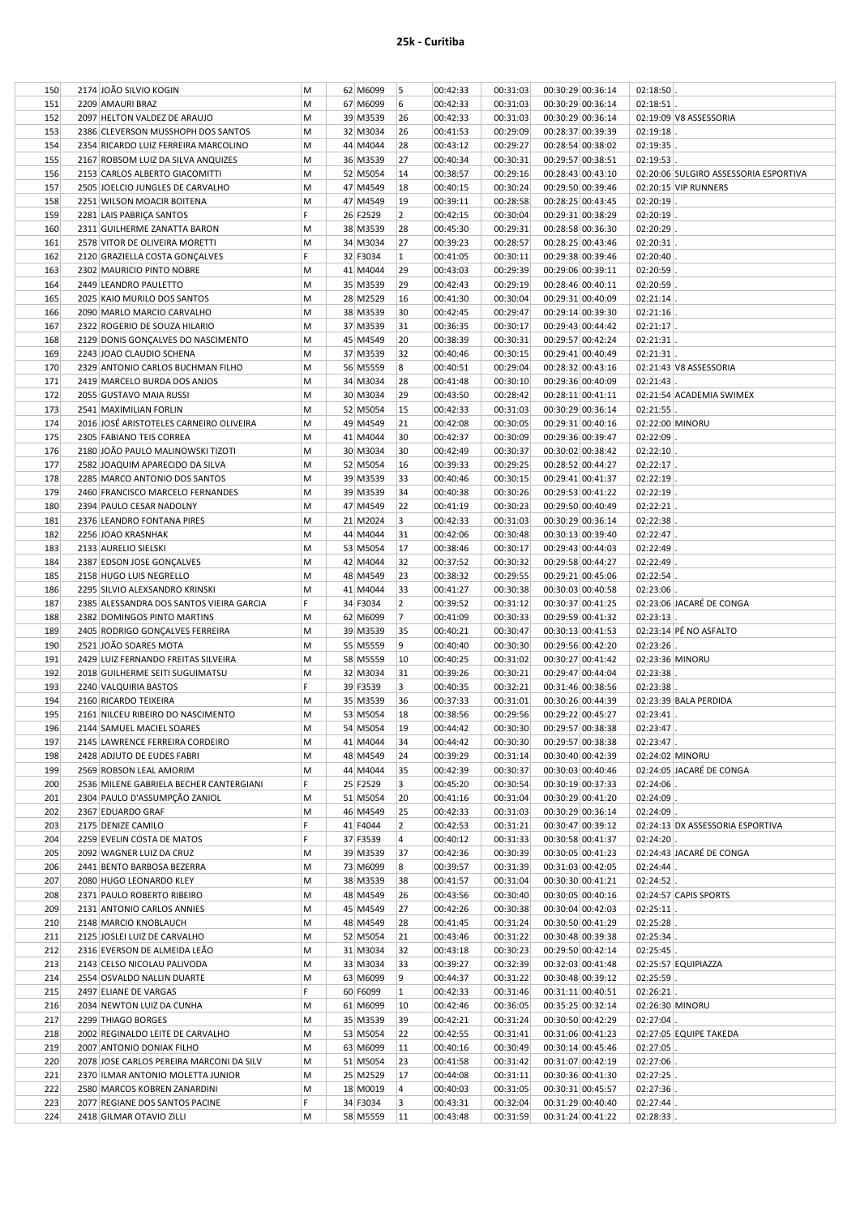## 25k - Curitiba

| | | | | | | | | | | | |
|---|---|---|---|---|---|---|---|---|---|---|---|
| 150 | 2174 JOÃO SILVIO KOGIN | M | 62 | M6099 | 5 | 00:42:33 | 00:31:03 | 00:30:29 | 00:36:14 | 02:18:50 | . |
| 151 | 2209 AMAURI BRAZ | M | 67 | M6099 | 6 | 00:42:33 | 00:31:03 | 00:30:29 | 00:36:14 | 02:18:51 | . |
| 152 | 2097 HELTON VALDEZ DE ARAUJO | M | 39 | M3539 | 26 | 00:42:33 | 00:31:03 | 00:30:29 | 00:36:14 | 02:19:09 | V8 ASSESSORIA |
| 153 | 2386 CLEVERSON MUSSHOPH DOS SANTOS | M | 32 | M3034 | 26 | 00:41:53 | 00:29:09 | 00:28:37 | 00:39:39 | 02:19:18 | . |
| 154 | 2354 RICARDO LUIZ FERREIRA MARCOLINO | M | 44 | M4044 | 28 | 00:43:12 | 00:29:27 | 00:28:54 | 00:38:02 | 02:19:35 | . |
| 155 | 2167 ROBSOM LUIZ DA SILVA ANQUIZES | M | 36 | M3539 | 27 | 00:40:34 | 00:30:31 | 00:29:57 | 00:38:51 | 02:19:53 | . |
| 156 | 2153 CARLOS ALBERTO GIACOMITTI | M | 52 | M5054 | 14 | 00:38:57 | 00:29:16 | 00:28:43 | 00:43:10 | 02:20:06 | SULGIRO ASSESSORIA ESPORTIVA |
| 157 | 2505 JOELCIO JUNGLES DE CARVALHO | M | 47 | M4549 | 18 | 00:40:15 | 00:30:24 | 00:29:50 | 00:39:46 | 02:20:15 | VIP RUNNERS |
| 158 | 2251 WILSON MOACIR BOITENA | M | 47 | M4549 | 19 | 00:39:11 | 00:28:58 | 00:28:25 | 00:43:45 | 02:20:19 | . |
| 159 | 2281 LAIS PABRIÇA SANTOS | F | 26 | F2529 | 2 | 00:42:15 | 00:30:04 | 00:29:31 | 00:38:29 | 02:20:19 | . |
| 160 | 2311 GUILHERME ZANATTA BARON | M | 38 | M3539 | 28 | 00:45:30 | 00:29:31 | 00:28:58 | 00:36:30 | 02:20:29 | . |
| 161 | 2578 VITOR DE OLIVEIRA MORETTI | M | 34 | M3034 | 27 | 00:39:23 | 00:28:57 | 00:28:25 | 00:43:46 | 02:20:31 | . |
| 162 | 2120 GRAZIELLA COSTA GONÇALVES | F | 32 | F3034 | 1 | 00:41:05 | 00:30:11 | 00:29:38 | 00:39:46 | 02:20:40 | . |
| 163 | 2302 MAURICIO PINTO NOBRE | M | 41 | M4044 | 29 | 00:43:03 | 00:29:39 | 00:29:06 | 00:39:11 | 02:20:59 | . |
| 164 | 2449 LEANDRO PAULETTO | M | 35 | M3539 | 29 | 00:42:43 | 00:29:19 | 00:28:46 | 00:40:11 | 02:20:59 | . |
| 165 | 2025 KAIO MURILO DOS SANTOS | M | 28 | M2529 | 16 | 00:41:30 | 00:30:04 | 00:29:31 | 00:40:09 | 02:21:14 | . |
| 166 | 2090 MARLO MARCIO CARVALHO | M | 38 | M3539 | 30 | 00:42:45 | 00:29:47 | 00:29:14 | 00:39:30 | 02:21:16 | . |
| 167 | 2322 ROGERIO DE SOUZA HILARIO | M | 37 | M3539 | 31 | 00:36:35 | 00:30:17 | 00:29:43 | 00:44:42 | 02:21:17 | . |
| 168 | 2129 DONIS GONÇALVES DO NASCIMENTO | M | 45 | M4549 | 20 | 00:38:39 | 00:30:31 | 00:29:57 | 00:42:24 | 02:21:31 | . |
| 169 | 2243 JOAO CLAUDIO SCHENA | M | 37 | M3539 | 32 | 00:40:46 | 00:30:15 | 00:29:41 | 00:40:49 | 02:21:31 | . |
| 170 | 2329 ANTONIO CARLOS BUCHMAN FILHO | M | 56 | M5559 | 8 | 00:40:51 | 00:29:04 | 00:28:32 | 00:43:16 | 02:21:43 | V8 ASSESSORIA |
| 171 | 2419 MARCELO BURDA DOS ANJOS | M | 34 | M3034 | 28 | 00:41:48 | 00:30:10 | 00:29:36 | 00:40:09 | 02:21:43 | . |
| 172 | 2055 GUSTAVO MAIA RUSSI | M | 30 | M3034 | 29 | 00:43:50 | 00:28:42 | 00:28:11 | 00:41:11 | 02:21:54 | ACADEMIA SWIMEX |
| 173 | 2541 MAXIMILIAN FORLIN | M | 52 | M5054 | 15 | 00:42:33 | 00:31:03 | 00:30:29 | 00:36:14 | 02:21:55 | . |
| 174 | 2016 JOSÉ ARISTOTELES CARNEIRO OLIVEIRA | M | 49 | M4549 | 21 | 00:42:08 | 00:30:05 | 00:29:31 | 00:40:16 | 02:22:00 | MINORU |
| 175 | 2305 FABIANO TEIS CORREA | M | 41 | M4044 | 30 | 00:42:37 | 00:30:09 | 00:29:36 | 00:39:47 | 02:22:09 | . |
| 176 | 2180 JOÃO PAULO MALINOWSKI TIZOTI | M | 30 | M3034 | 30 | 00:42:49 | 00:30:37 | 00:30:02 | 00:38:42 | 02:22:10 | . |
| 177 | 2582 JOAQUIM APARECIDO DA SILVA | M | 52 | M5054 | 16 | 00:39:33 | 00:29:25 | 00:28:52 | 00:44:27 | 02:22:17 | . |
| 178 | 2285 MARCO ANTONIO DOS SANTOS | M | 39 | M3539 | 33 | 00:40:46 | 00:30:15 | 00:29:41 | 00:41:37 | 02:22:19 | . |
| 179 | 2460 FRANCISCO MARCELO FERNANDES | M | 39 | M3539 | 34 | 00:40:38 | 00:30:26 | 00:29:53 | 00:41:22 | 02:22:19 | . |
| 180 | 2394 PAULO CESAR NADOLNY | M | 47 | M4549 | 22 | 00:41:19 | 00:30:23 | 00:29:50 | 00:40:49 | 02:22:21 | . |
| 181 | 2376 LEANDRO FONTANA PIRES | M | 21 | M2024 | 3 | 00:42:33 | 00:31:03 | 00:30:29 | 00:36:14 | 02:22:38 | . |
| 182 | 2256 JOAO KRASNHAK | M | 44 | M4044 | 31 | 00:42:06 | 00:30:48 | 00:30:13 | 00:39:40 | 02:22:47 | . |
| 183 | 2133 AURELIO SIELSKI | M | 53 | M5054 | 17 | 00:38:46 | 00:30:17 | 00:29:43 | 00:44:03 | 02:22:49 | . |
| 184 | 2387 EDSON JOSE GONÇALVES | M | 42 | M4044 | 32 | 00:37:52 | 00:30:32 | 00:29:58 | 00:44:27 | 02:22:49 | . |
| 185 | 2158 HUGO LUIS NEGRELLO | M | 48 | M4549 | 23 | 00:38:32 | 00:29:55 | 00:29:21 | 00:45:06 | 02:22:54 | . |
| 186 | 2295 SILVIO ALEXSANDRO KRINSKI | M | 41 | M4044 | 33 | 00:41:27 | 00:30:38 | 00:30:03 | 00:40:58 | 02:23:06 | . |
| 187 | 2385 ALESSANDRA DOS SANTOS VIEIRA GARCIA | F | 34 | F3034 | 2 | 00:39:52 | 00:31:12 | 00:30:37 | 00:41:25 | 02:23:06 | JACARÉ DE CONGA |
| 188 | 2382 DOMINGOS PINTO MARTINS | M | 62 | M6099 | 7 | 00:41:09 | 00:30:33 | 00:29:59 | 00:41:32 | 02:23:13 | . |
| 189 | 2405 RODRIGO GONÇALVES FERREIRA | M | 39 | M3539 | 35 | 00:40:21 | 00:30:47 | 00:30:13 | 00:41:53 | 02:23:14 | PÉ NO ASFALTO |
| 190 | 2521 JOÃO SOARES MOTA | M | 55 | M5559 | 9 | 00:40:40 | 00:30:30 | 00:29:56 | 00:42:20 | 02:23:26 | . |
| 191 | 2429 LUIZ FERNANDO FREITAS SILVEIRA | M | 58 | M5559 | 10 | 00:40:25 | 00:31:02 | 00:30:27 | 00:41:42 | 02:23:36 | MINORU |
| 192 | 2018 GUILHERME SEITI SUGUIMATSU | M | 32 | M3034 | 31 | 00:39:26 | 00:30:21 | 00:29:47 | 00:44:04 | 02:23:38 | . |
| 193 | 2240 VALQUIRIA BASTOS | F | 39 | F3539 | 3 | 00:40:35 | 00:32:21 | 00:31:46 | 00:38:56 | 02:23:38 | . |
| 194 | 2160 RICARDO TEIXEIRA | M | 35 | M3539 | 36 | 00:37:33 | 00:31:01 | 00:30:26 | 00:44:39 | 02:23:39 | BALA PERDIDA |
| 195 | 2161 NILCEU RIBEIRO DO NASCIMENTO | M | 53 | M5054 | 18 | 00:38:56 | 00:29:56 | 00:29:22 | 00:45:27 | 02:23:41 | . |
| 196 | 2144 SAMUEL MACIEL SOARES | M | 54 | M5054 | 19 | 00:44:42 | 00:30:30 | 00:29:57 | 00:38:38 | 02:23:47 | . |
| 197 | 2145 LAWRENCE FERREIRA CORDEIRO | M | 41 | M4044 | 34 | 00:44:42 | 00:30:30 | 00:29:57 | 00:38:38 | 02:23:47 | . |
| 198 | 2428 ADJUTO DE EUDES FABRI | M | 48 | M4549 | 24 | 00:39:29 | 00:31:14 | 00:30:40 | 00:42:39 | 02:24:02 | MINORU |
| 199 | 2569 ROBSON LEAL AMORIM | M | 44 | M4044 | 35 | 00:42:39 | 00:30:37 | 00:30:03 | 00:40:46 | 02:24:05 | JACARÉ DE CONGA |
| 200 | 2536 MILENE GABRIELA BECHER CANTERGIANI | F | 25 | F2529 | 3 | 00:45:20 | 00:30:54 | 00:30:19 | 00:37:33 | 02:24:06 | . |
| 201 | 2304 PAULO D'ASSUMPÇÃO ZANIOL | M | 51 | M5054 | 20 | 00:41:16 | 00:31:04 | 00:30:29 | 00:41:20 | 02:24:09 | . |
| 202 | 2367 EDUARDO GRAF | M | 46 | M4549 | 25 | 00:42:33 | 00:31:03 | 00:30:29 | 00:36:14 | 02:24:09 | . |
| 203 | 2175 DENIZE CAMILO | F | 41 | F4044 | 2 | 00:42:53 | 00:31:21 | 00:30:47 | 00:39:12 | 02:24:13 | DX ASSESSORIA ESPORTIVA |
| 204 | 2259 EVELIN COSTA DE MATOS | F | 37 | F3539 | 4 | 00:40:12 | 00:31:33 | 00:30:58 | 00:41:37 | 02:24:20 | . |
| 205 | 2092 WAGNER LUIZ DA CRUZ | M | 39 | M3539 | 37 | 00:42:36 | 00:30:39 | 00:30:05 | 00:41:23 | 02:24:43 | JACARÉ DE CONGA |
| 206 | 2441 BENTO BARBOSA BEZERRA | M | 73 | M6099 | 8 | 00:39:57 | 00:31:39 | 00:31:03 | 00:42:05 | 02:24:44 | . |
| 207 | 2080 HUGO LEONARDO KLEY | M | 38 | M3539 | 38 | 00:41:57 | 00:31:04 | 00:30:30 | 00:41:21 | 02:24:52 | . |
| 208 | 2371 PAULO ROBERTO RIBEIRO | M | 48 | M4549 | 26 | 00:43:56 | 00:30:40 | 00:30:05 | 00:40:16 | 02:24:57 | CAPIS SPORTS |
| 209 | 2131 ANTONIO CARLOS ANNIES | M | 45 | M4549 | 27 | 00:42:26 | 00:30:38 | 00:30:04 | 00:42:03 | 02:25:11 | . |
| 210 | 2148 MARCIO KNOBLAUCH | M | 48 | M4549 | 28 | 00:41:45 | 00:31:24 | 00:30:50 | 00:41:29 | 02:25:28 | . |
| 211 | 2125 JOSLEI LUIZ DE CARVALHO | M | 52 | M5054 | 21 | 00:43:46 | 00:31:22 | 00:30:48 | 00:39:38 | 02:25:34 | . |
| 212 | 2316 EVERSON DE ALMEIDA LEÃO | M | 31 | M3034 | 32 | 00:43:18 | 00:30:23 | 00:29:50 | 00:42:14 | 02:25:45 | . |
| 213 | 2143 CELSO NICOLAU PALIVODA | M | 33 | M3034 | 33 | 00:39:27 | 00:32:39 | 00:32:03 | 00:41:48 | 02:25:57 | EQUIPIAZZA |
| 214 | 2554 OSVALDO NALLIN DUARTE | M | 63 | M6099 | 9 | 00:44:37 | 00:31:22 | 00:30:48 | 00:39:12 | 02:25:59 | . |
| 215 | 2497 ELIANE DE VARGAS | F | 60 | F6099 | 1 | 00:42:33 | 00:31:46 | 00:31:11 | 00:40:51 | 02:26:21 | . |
| 216 | 2034 NEWTON LUIZ DA CUNHA | M | 61 | M6099 | 10 | 00:42:46 | 00:36:05 | 00:35:25 | 00:32:14 | 02:26:30 | MINORU |
| 217 | 2299 THIAGO BORGES | M | 35 | M3539 | 39 | 00:42:21 | 00:31:24 | 00:30:50 | 00:42:29 | 02:27:04 | . |
| 218 | 2002 REGINALDO LEITE DE CARVALHO | M | 53 | M5054 | 22 | 00:42:55 | 00:31:41 | 00:31:06 | 00:41:23 | 02:27:05 | EQUIPE TAKEDA |
| 219 | 2007 ANTONIO DONIAK FILHO | M | 63 | M6099 | 11 | 00:40:16 | 00:30:49 | 00:30:14 | 00:45:46 | 02:27:05 | . |
| 220 | 2078 JOSE CARLOS PEREIRA MARCONI DA SILV | M | 51 | M5054 | 23 | 00:41:58 | 00:31:42 | 00:31:07 | 00:42:19 | 02:27:06 | . |
| 221 | 2370 ILMAR ANTONIO MOLETTA JUNIOR | M | 25 | M2529 | 17 | 00:44:08 | 00:31:11 | 00:30:36 | 00:41:30 | 02:27:25 | . |
| 222 | 2580 MARCOS KOBREN ZANARDINI | M | 18 | M0019 | 4 | 00:40:03 | 00:31:05 | 00:30:31 | 00:45:57 | 02:27:36 | . |
| 223 | 2077 REGIANE DOS SANTOS PACINE | F | 34 | F3034 | 3 | 00:43:31 | 00:32:04 | 00:31:29 | 00:40:40 | 02:27:44 | . |
| 224 | 2418 GILMAR OTAVIO ZILLI | M | 58 | M5559 | 11 | 00:43:48 | 00:31:59 | 00:31:24 | 00:41:22 | 02:28:33 | . |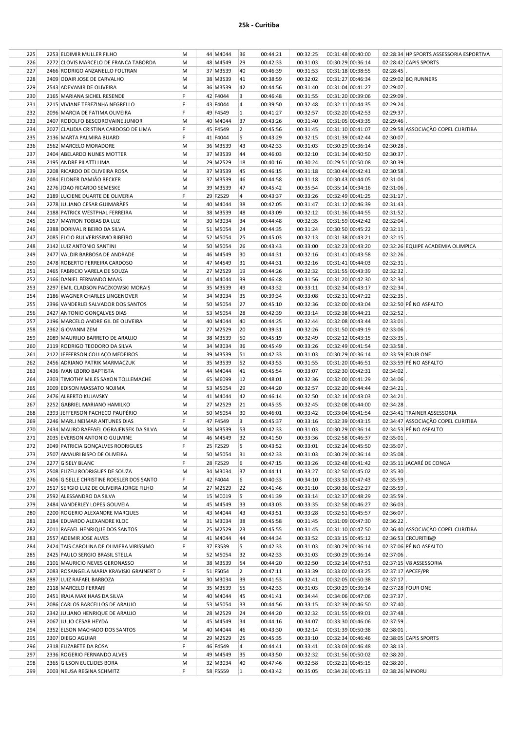# 25k - Curitiba

| | | | | | | | | | | | | |
|---|---|---|---|---|---|---|---|---|---|---|---|---|
| 225 | 2253 | ELDIMIR MULLER FILHO | M | 44 | M4044 | 36 | 00:44:21 | 00:32:25 | 00:31:48 | 00:40:00 | 02:28:34 | HP SPORTS ASSESSORIA ESPORTIVA |
| 226 | 2272 | CLOVIS MARCELO DE FRANCA TABORDA | M | 48 | M4549 | 29 | 00:42:33 | 00:31:03 | 00:30:29 | 00:36:14 | 02:28:42 | CAPIS SPORTS |
| 227 | 2466 | RODRIGO ANZANELLO FOLTRAN | M | 37 | M3539 | 40 | 00:46:39 | 00:31:53 | 00:31:18 | 00:38:55 | 02:28:45 | . |
| 228 | 2409 | ODAIR JOSE DE CARVALHO | M | 38 | M3539 | 41 | 00:38:59 | 00:32:02 | 00:31:27 | 00:46:34 | 02:29:02 | BQ RUNNERS |
| 229 | 2543 | ADEVANIR DE OLIVEIRA | M | 36 | M3539 | 42 | 00:44:56 | 00:31:40 | 00:31:04 | 00:41:27 | 02:29:07 | . |
| 230 | 2165 | MARIANA SICHEL RESENDE | F | 42 | F4044 | 3 | 00:46:48 | 00:31:55 | 00:31:20 | 00:39:06 | 02:29:09 | . |
| 231 | 2215 | VIVIANE TEREZINHA NEGRELLO | F | 43 | F4044 | 4 | 00:39:50 | 00:32:48 | 00:32:11 | 00:44:35 | 02:29:24 | . |
| 232 | 2096 | MARCIA DE FATIMA OLIVEIRA | F | 49 | F4549 | 1 | 00:41:27 | 00:32:57 | 00:32:20 | 00:42:53 | 02:29:37 | . |
| 233 | 2407 | RODOLFO BESCOROVAINE JUNIOR | M | 40 | M4044 | 37 | 00:43:26 | 00:31:40 | 00:31:05 | 00:43:35 | 02:29:46 | . |
| 234 | 2027 | CLAUDIA CRISTINA CARDOSO DE LIMA | F | 45 | F4549 | 2 | 00:45:56 | 00:31:45 | 00:31:10 | 00:41:07 | 02:29:58 | ASSOCIAÇÃO COPEL CURITIBA |
| 235 | 2136 | MARTA PALMIRA BUARD | F | 41 | F4044 | 5 | 00:43:29 | 00:32:15 | 00:31:39 | 00:42:44 | 02:30:07 | . |
| 236 | 2562 | MARCELO MORADORE | M | 36 | M3539 | 43 | 00:42:33 | 00:31:03 | 00:30:29 | 00:36:14 | 02:30:28 | . |
| 237 | 2404 | ABELARDO NUNES MOTTER | M | 37 | M3539 | 44 | 00:46:03 | 00:32:10 | 00:31:34 | 00:40:50 | 02:30:37 | . |
| 238 | 2195 | ANDRE PILATTI LIMA | M | 29 | M2529 | 18 | 00:40:16 | 00:30:24 | 00:29:51 | 00:50:08 | 02:30:39 | . |
| 239 | 2208 | RICARDO DE OLIVEIRA ROSA | M | 37 | M3539 | 45 | 00:46:15 | 00:31:18 | 00:30:44 | 00:42:41 | 02:30:58 | . |
| 240 | 2084 | ELDNER DAMIÃO BECKER | M | 37 | M3539 | 46 | 00:44:58 | 00:31:18 | 00:30:43 | 00:44:05 | 02:31:04 | . |
| 241 | 2276 | JOAO RICARDO SEMESKE | M | 39 | M3539 | 47 | 00:45:42 | 00:35:54 | 00:35:14 | 00:34:16 | 02:31:06 | . |
| 242 | 2189 | LUCIENE DUARTE DE OLIVERIA | F | 29 | F2529 | 4 | 00:43:37 | 00:33:26 | 00:32:49 | 00:41:25 | 02:31:17 | . |
| 243 | 2278 | JULIANO CESAR GUIMARÃES | M | 40 | M4044 | 38 | 00:42:05 | 00:31:47 | 00:31:12 | 00:46:39 | 02:31:43 | . |
| 244 | 2188 | PATRICK WESTPHAL FERREIRA | M | 38 | M3539 | 48 | 00:43:09 | 00:32:12 | 00:31:36 | 00:44:55 | 02:31:52 | . |
| 245 | 2057 | MAYRON TOBIAS DA LUZ | M | 30 | M3034 | 34 | 00:44:48 | 00:32:35 | 00:31:59 | 00:42:42 | 02:32:04 | . |
| 246 | 2388 | DORIVAL RIBEIRO DA SILVA | M | 51 | M5054 | 24 | 00:44:35 | 00:31:24 | 00:30:50 | 00:45:22 | 02:32:11 | . |
| 247 | 2085 | ELCIO RUI VERISSIMO RIBEIRO | M | 52 | M5054 | 25 | 00:45:03 | 00:32:13 | 00:31:38 | 00:43:21 | 02:32:15 | . |
| 248 | 2142 | LUIZ ANTONIO SANTINI | M | 50 | M5054 | 26 | 00:43:43 | 00:33:00 | 00:32:23 | 00:43:20 | 02:32:26 | EQUIPE ACADEMIA OLIMPICA |
| 249 | 2477 | VALDIR BARBOSA DE ANDRADE | M | 46 | M4549 | 30 | 00:44:31 | 00:32:16 | 00:31:41 | 00:43:58 | 02:32:26 | . |
| 250 | 2478 | ROBERTO FERREIRA CARDOSO | M | 47 | M4549 | 31 | 00:44:31 | 00:32:16 | 00:31:41 | 00:44:03 | 02:32:31 | . |
| 251 | 2465 | FABRICIO VARELA DE SOUZA | M | 27 | M2529 | 19 | 00:44:26 | 00:32:32 | 00:31:55 | 00:43:39 | 02:32:32 | . |
| 252 | 2166 | DANIEL FERNANDO MAAS | M | 41 | M4044 | 39 | 00:46:48 | 00:31:56 | 00:31:20 | 00:42:30 | 02:32:34 | . |
| 253 | 2297 | EMIL CLADSON PACZKOWSKI MORAIS | M | 35 | M3539 | 49 | 00:43:32 | 00:33:11 | 00:32:34 | 00:43:17 | 02:32:34 | . |
| 254 | 2186 | WAGNER CHARLES LINGENOVER | M | 34 | M3034 | 35 | 00:39:34 | 00:33:08 | 00:32:31 | 00:47:22 | 02:32:35 | . |
| 255 | 2396 | VANDERLEI SALVADOR DOS SANTOS | M | 50 | M5054 | 27 | 00:45:10 | 00:32:36 | 00:32:00 | 00:43:04 | 02:32:50 | PÉ NO ASFALTO |
| 256 | 2427 | ANTONIO GONÇALVES DIAS | M | 53 | M5054 | 28 | 00:42:39 | 00:33:14 | 00:32:38 | 00:44:21 | 02:32:52 | . |
| 257 | 2196 | MARCELO ANDRE GIL DE OLIVEIRA | M | 40 | M4044 | 40 | 00:44:25 | 00:32:44 | 00:32:08 | 00:43:44 | 02:33:01 | . |
| 258 | 2362 | GIOVANNI ZEM | M | 27 | M2529 | 20 | 00:39:31 | 00:32:26 | 00:31:50 | 00:49:19 | 02:33:06 | . |
| 259 | 2089 | MAURILIO BARRETO DE ARAUJO | M | 38 | M3539 | 50 | 00:45:19 | 00:32:49 | 00:32:12 | 00:43:15 | 02:33:35 | . |
| 260 | 2119 | RODRIGO TEODORO DA SILVA | M | 34 | M3034 | 36 | 00:45:49 | 00:33:26 | 00:32:49 | 00:41:54 | 02:33:58 | . |
| 261 | 2122 | JEFFERSON COLLAÇO MEDEIROS | M | 39 | M3539 | 51 | 00:42:33 | 00:31:03 | 00:30:29 | 00:36:14 | 02:33:59 | FOUR ONE |
| 262 | 2456 | ADRIANO PATRIK MARMACZUK | M | 35 | M3539 | 52 | 00:43:53 | 00:31:55 | 00:31:20 | 00:46:51 | 02:33:59 | PÉ NO ASFALTO |
| 263 | 2436 | IVAN IZIDRO BAPTISTA | M | 44 | M4044 | 41 | 00:45:54 | 00:33:07 | 00:32:30 | 00:42:31 | 02:34:02 | . |
| 264 | 2303 | TIMOTHY MILES SAXON TOLLEMACHE | M | 65 | M6099 | 12 | 00:48:01 | 00:32:36 | 00:32:00 | 00:41:29 | 02:34:06 | . |
| 265 | 2009 | EDISON MASSATO NOJIMA | M | 53 | M5054 | 29 | 00:44:20 | 00:32:57 | 00:32:20 | 00:44:44 | 02:34:21 | . |
| 266 | 2476 | ALBERTO KUJAVSKY | M | 41 | M4044 | 42 | 00:46:14 | 00:32:50 | 00:32:14 | 00:43:03 | 02:34:21 | . |
| 267 | 2252 | GABRIEL MARIANO HAMILKO | M | 27 | M2529 | 21 | 00:45:35 | 00:32:45 | 00:32:08 | 00:44:00 | 02:34:28 | . |
| 268 | 2393 | JEFFERSON PACHECO PAUPÉRIO | M | 50 | M5054 | 30 | 00:46:01 | 00:33:42 | 00:33:04 | 00:41:54 | 02:34:41 | TRAINER ASSESSORIA |
| 269 | 2246 | MARLI NEIMAR ANTUNES DIAS | F | 47 | F4549 | 3 | 00:45:37 | 00:33:16 | 00:32:39 | 00:43:15 | 02:34:47 | ASSOCIAÇÃO COPEL CURITIBA |
| 270 | 2434 | MAURO RAFFAEL OGRAJENSEK DA SILVA | M | 38 | M3539 | 53 | 00:42:33 | 00:31:03 | 00:30:29 | 00:36:14 | 02:34:53 | PÉ NO ASFALTO |
| 271 | 2035 | EVERSON ANTONIO GULMINE | M | 46 | M4549 | 32 | 00:41:50 | 00:33:36 | 00:32:58 | 00:46:37 | 02:35:01 | . |
| 272 | 2049 | PATRICIA GONÇALVES RODRIGUES | F | 25 | F2529 | 5 | 00:43:52 | 00:33:01 | 00:32:24 | 00:45:50 | 02:35:07 | . |
| 273 | 2507 | AMAURI BISPO DE OLIVEIRA | M | 50 | M5054 | 31 | 00:42:33 | 00:31:03 | 00:30:29 | 00:36:14 | 02:35:08 | . |
| 274 | 2277 | GISELY BLANC | F | 28 | F2529 | 6 | 00:47:15 | 00:33:26 | 00:32:48 | 00:41:42 | 02:35:11 | JACARÉ DE CONGA |
| 275 | 2508 | ELIZEU RODRIGUES DE SOUZA | M | 34 | M3034 | 37 | 00:44:11 | 00:33:27 | 00:32:50 | 00:45:02 | 02:35:30 | . |
| 276 | 2406 | GISELLE CHRISTINE ROESLER DOS SANTO | F | 42 | F4044 | 6 | 00:40:33 | 00:34:10 | 00:33:33 | 00:47:43 | 02:35:59 | . |
| 277 | 2517 | SERGIO LUIZ DE OLIVEIRA JORGE FILHO | M | 27 | M2529 | 22 | 00:41:46 | 00:31:10 | 00:30:36 | 00:52:27 | 02:35:59 | . |
| 278 | 2592 | ALESSANDRO DA SILVA | M | 15 | M0019 | 5 | 00:41:39 | 00:33:14 | 00:32:37 | 00:48:29 | 02:35:59 | . |
| 279 | 2484 | VANDERLEY LOPES GOUVEIA | M | 45 | M4549 | 33 | 00:43:03 | 00:33:35 | 00:32:58 | 00:46:27 | 02:36:03 | . |
| 280 | 2200 | ROGERIO ALEXANDRE MARQUES | M | 43 | M4044 | 43 | 00:43:51 | 00:33:28 | 00:32:51 | 00:45:57 | 02:36:07 | . |
| 281 | 2184 | EDUARDO ALEXANDRE KLOC | M | 31 | M3034 | 38 | 00:45:58 | 00:31:45 | 00:31:09 | 00:47:30 | 02:36:22 | . |
| 282 | 2011 | RAFAEL HENRIQUE DOS SANTOS | M | 25 | M2529 | 23 | 00:45:55 | 00:31:45 | 00:31:10 | 00:47:50 | 02:36:40 | ASSOCIAÇÃO COPEL CURITIBA |
| 283 | 2557 | ADEMIR JOSE ALVES | M | 41 | M4044 | 44 | 00:44:34 | 00:33:52 | 00:33:15 | 00:45:12 | 02:36:53 | CRCURITIB@ |
| 284 | 2424 | TAIS CAROLINA DE OLIVEIRA VIRISSIMO | F | 37 | F3539 | 5 | 00:42:33 | 00:31:03 | 00:30:29 | 00:36:14 | 02:37:06 | PÉ NO ASFALTO |
| 285 | 2425 | PAULO SERGIO BRASIL STELLA | M | 52 | M5054 | 32 | 00:42:33 | 00:31:03 | 00:30:29 | 00:36:14 | 02:37:06 | . |
| 286 | 2101 | MAURICIO NEVES GERONASSO | M | 38 | M3539 | 54 | 00:44:20 | 00:32:50 | 00:32:14 | 00:47:51 | 02:37:15 | V8 ASSESSORIA |
| 287 | 2083 | ROSANGELA MARIA KRAVISKI GRAINERT D | F | 51 | F5054 | 2 | 00:47:11 | 00:33:39 | 00:33:02 | 00:43:25 | 02:37:17 | APCEF/PR |
| 288 | 2397 | LUIZ RAFAEL BARBOZA | M | 30 | M3034 | 39 | 00:41:53 | 00:32:41 | 00:32:05 | 00:50:38 | 02:37:17 | . |
| 289 | 2118 | MARCELO FERRARI | M | 35 | M3539 | 55 | 00:42:33 | 00:31:03 | 00:30:29 | 00:36:14 | 02:37:28 | FOUR ONE |
| 290 | 2451 | IRAJA MAX HAAS DA SILVA | M | 40 | M4044 | 45 | 00:41:41 | 00:34:44 | 00:34:06 | 00:47:06 | 02:37:37 | . |
| 291 | 2086 | CARLOS BARCELLOS DE ARAUJO | M | 53 | M5054 | 33 | 00:44:56 | 00:33:15 | 00:32:39 | 00:46:50 | 02:37:40 | . |
| 292 | 2342 | JULIANO HENRIQUE DE ARAUJO | M | 28 | M2529 | 24 | 00:44:20 | 00:32:32 | 00:31:55 | 00:49:01 | 02:37:48 | . |
| 293 | 2067 | JULIO CESAR HEYDA | M | 45 | M4549 | 34 | 00:44:16 | 00:34:07 | 00:33:30 | 00:46:06 | 02:37:59 | . |
| 294 | 2352 | ELSON MACHADO DOS SANTOS | M | 40 | M4044 | 46 | 00:43:30 | 00:32:14 | 00:31:39 | 00:50:38 | 02:38:01 | . |
| 295 | 2307 | DIEGO AGUIAR | M | 29 | M2529 | 25 | 00:45:35 | 00:33:10 | 00:32:34 | 00:46:46 | 02:38:05 | CAPIS SPORTS |
| 296 | 2318 | ELIZABETE DA ROSA | F | 46 | F4549 | 4 | 00:44:41 | 00:33:41 | 00:33:03 | 00:46:48 | 02:38:13 | . |
| 297 | 2336 | ROGERIO FERNANDO ALVES | M | 49 | M4549 | 35 | 00:43:50 | 00:32:32 | 00:31:56 | 00:50:02 | 02:38:20 | . |
| 298 | 2365 | GILSON EUCLIDES BORA | M | 32 | M3034 | 40 | 00:47:46 | 00:32:58 | 00:32:21 | 00:45:15 | 02:38:20 | . |
| 299 | 2003 | NEUSA REGINA SCHMITZ | F | 58 | F5559 | 1 | 00:43:42 | 00:35:05 | 00:34:26 | 00:45:13 | 02:38:26 | MINORU |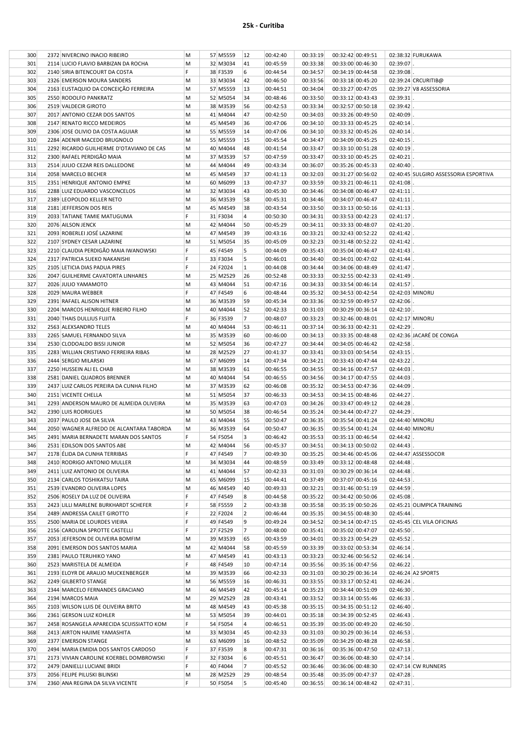# 25k - Curitiba

| | | | | | | | | | | | | |
|---|---|---|---|---|---|---|---|---|---|---|---|---|
| 300 | 2372 | NIVERCINO INACIO RIBEIRO | M | 57 | M5559 | 12 | 00:42:40 | 00:33:19 | 00:32:42 | 00:49:51 | 02:38:32 | FURUKAWA |
| 301 | 2114 | LUCIO FLAVIO BARBIZAN DA ROCHA | M | 32 | M3034 | 41 | 00:45:59 | 00:33:38 | 00:33:00 | 00:46:30 | 02:39:07 | . |
| 302 | 2140 | SIRIA BITENCOURT DA COSTA | F | 38 | F3539 | 6 | 00:44:54 | 00:34:57 | 00:34:19 | 00:44:58 | 02:39:08 | . |
| 303 | 2326 | EMERSON MOURA SANDERS | M | 33 | M3034 | 42 | 00:46:50 | 00:33:56 | 00:33:18 | 00:45:20 | 02:39:24 | CRCURITIB@ |
| 304 | 2163 | EUSTAQUIO DA CONCEIÇÃO FERREIRA | M | 57 | M5559 | 13 | 00:44:51 | 00:34:04 | 00:33:27 | 00:47:05 | 02:39:27 | V8 ASSESSORIA |
| 305 | 2550 | RODOLFO PANKRATZ | M | 52 | M5054 | 34 | 00:48:46 | 00:33:50 | 00:33:12 | 00:43:43 | 02:39:31 | . |
| 306 | 2519 | VALDECIR GIROTO | M | 38 | M3539 | 56 | 00:42:53 | 00:33:34 | 00:32:57 | 00:50:18 | 02:39:42 | . |
| 307 | 2017 | ANTONIO CEZAR DOS SANTOS | M | 41 | M4044 | 47 | 00:42:50 | 00:34:03 | 00:33:26 | 00:49:50 | 02:40:09 | . |
| 308 | 2147 | RENATO RICCO MEDEIROS | M | 45 | M4549 | 36 | 00:47:06 | 00:34:10 | 00:33:33 | 00:45:25 | 02:40:14 | . |
| 309 | 2306 | JOSE OLIVIO DA COSTA AGUIAR | M | 55 | M5559 | 14 | 00:47:06 | 00:34:10 | 00:33:32 | 00:45:26 | 02:40:14 | . |
| 310 | 2284 | ADENIR MACEDO BRUGNOLO | M | 55 | M5559 | 15 | 00:45:54 | 00:34:47 | 00:34:09 | 00:45:25 | 02:40:15 | . |
| 311 | 2292 | RICARDO GUILHERME D'OTAVIANO DE CAS | M | 40 | M4044 | 48 | 00:41:54 | 00:33:47 | 00:33:10 | 00:51:28 | 02:40:19 | . |
| 312 | 2300 | RAFAEL PERDIGÃO MAIA | M | 37 | M3539 | 57 | 00:47:59 | 00:33:47 | 00:33:10 | 00:45:25 | 02:40:21 | . |
| 313 | 2514 | JULIO CEZAR REIS DALLEDONE | M | 44 | M4044 | 49 | 00:43:34 | 00:36:07 | 00:35:26 | 00:45:33 | 02:40:40 | . |
| 314 | 2058 | MARCELO BECHER | M | 45 | M4549 | 37 | 00:41:13 | 00:32:03 | 00:31:27 | 00:56:02 | 02:40:45 | SULGIRO ASSESSORIA ESPORTIVA |
| 315 | 2351 | HENRIQUE ANTONIO EMPKE | M | 60 | M6099 | 13 | 00:47:37 | 00:33:59 | 00:33:21 | 00:46:11 | 02:41:08 | . |
| 316 | 2288 | LUIZ EDUARDO VASCONCELOS | M | 32 | M3034 | 43 | 00:45:30 | 00:34:46 | 00:34:08 | 00:46:47 | 02:41:11 | . |
| 317 | 2389 | LEOPOLDO KELLER NETO | M | 36 | M3539 | 58 | 00:45:31 | 00:34:46 | 00:34:07 | 00:46:47 | 02:41:11 | . |
| 318 | 2181 | JEFFERSON DOS REIS | M | 45 | M4549 | 38 | 00:43:54 | 00:33:50 | 00:33:13 | 00:50:16 | 02:41:13 | . |
| 319 | 2033 | TATIANE TAMIE MATUGUMA | F | 31 | F3034 | 4 | 00:50:30 | 00:34:31 | 00:33:53 | 00:42:23 | 02:41:17 | . |
| 320 | 2076 | AILSON JENCK | M | 42 | M4044 | 50 | 00:45:29 | 00:34:11 | 00:33:33 | 00:48:07 | 02:41:20 | . |
| 321 | 2093 | ROBERLEI JOSÉ LAZARINE | M | 47 | M4549 | 39 | 00:43:16 | 00:33:21 | 00:32:43 | 00:52:22 | 02:41:42 | . |
| 322 | 2107 | SYDNEY CESAR LAZARINE | M | 51 | M5054 | 35 | 00:45:09 | 00:32:23 | 00:31:48 | 00:52:22 | 02:41:42 | . |
| 323 | 2210 | CLAUDIA PERDIGÃO MAIA IWANOWSKI | F | 45 | F4549 | 5 | 00:44:09 | 00:35:43 | 00:35:04 | 00:46:47 | 02:41:43 | . |
| 324 | 2317 | PATRICIA SUEKO NAKANISHI | F | 33 | F3034 | 5 | 00:46:01 | 00:34:40 | 00:34:01 | 00:47:02 | 02:41:44 | . |
| 325 | 2105 | LETICIA DIAS PADUA PIRES | F | 24 | F2024 | 1 | 00:44:08 | 00:34:44 | 00:34:06 | 00:48:49 | 02:41:47 | . |
| 326 | 2047 | GUILHERME CAVATORTA LINHARES | M | 25 | M2529 | 26 | 00:52:48 | 00:33:33 | 00:32:55 | 00:42:33 | 02:41:49 | . |
| 327 | 2026 | JULIO YAMAMOTO | M | 43 | M4044 | 51 | 00:47:16 | 00:34:33 | 00:33:54 | 00:46:14 | 02:41:57 | . |
| 328 | 2029 | MAURA WEBBER | F | 47 | F4549 | 6 | 00:48:44 | 00:35:32 | 00:34:53 | 00:42:54 | 02:42:03 | MINORU |
| 329 | 2391 | RAFAEL ALISON HITNER | M | 36 | M3539 | 59 | 00:45:34 | 00:33:36 | 00:32:59 | 00:49:57 | 02:42:06 | . |
| 330 | 2204 | MARCOS HENRIQUE RIBEIRO FILHO | M | 40 | M4044 | 52 | 00:42:33 | 00:31:03 | 00:30:29 | 00:36:14 | 02:42:10 | . |
| 331 | 2040 | THAIS DULLIUS FUJITA | F | 36 | F3539 | 7 | 00:48:07 | 00:33:23 | 00:32:46 | 00:48:01 | 02:42:17 | MINORU |
| 332 | 2563 | ALEXSANDRO TELES | M | 40 | M4044 | 53 | 00:46:11 | 00:37:14 | 00:36:33 | 00:42:31 | 02:42:29 | . |
| 333 | 2265 | SAMUEL FERNANDO SILVA | M | 35 | M3539 | 60 | 00:46:00 | 00:34:13 | 00:33:35 | 00:48:48 | 02:42:36 | JACARÉ DE CONGA |
| 334 | 2530 | CLODOALDO BISSI JUNIOR | M | 52 | M5054 | 36 | 00:47:27 | 00:34:44 | 00:34:05 | 00:46:42 | 02:42:58 | . |
| 335 | 2283 | WILLIAN CRISTIANO FERREIRA RIBAS | M | 28 | M2529 | 27 | 00:41:37 | 00:33:41 | 00:33:03 | 00:54:54 | 02:43:15 | . |
| 336 | 2444 | SERGIO MILARSKI | M | 67 | M6099 | 14 | 00:47:34 | 00:34:21 | 00:33:43 | 00:47:44 | 02:43:22 | . |
| 337 | 2250 | HUSSEIN ALI EL CHAB | M | 38 | M3539 | 61 | 00:46:55 | 00:34:55 | 00:34:16 | 00:47:57 | 02:44:03 | . |
| 338 | 2581 | DANIEL QUADROS BRENNER | M | 40 | M4044 | 54 | 00:46:55 | 00:34:56 | 00:34:17 | 00:47:55 | 02:44:03 | . |
| 339 | 2437 | LUIZ CARLOS PEREIRA DA CUNHA FILHO | M | 37 | M3539 | 62 | 00:46:08 | 00:35:32 | 00:34:53 | 00:47:36 | 02:44:09 | . |
| 340 | 2151 | VICENTE CHELLA | M | 51 | M5054 | 37 | 00:46:33 | 00:34:53 | 00:34:15 | 00:48:46 | 02:44:27 | . |
| 341 | 2293 | ANDERSON MAURO DE ALMEIDA OLIVEIRA | M | 35 | M3539 | 63 | 00:47:03 | 00:34:26 | 00:33:47 | 00:49:12 | 02:44:28 | . |
| 342 | 2390 | LUIS RODRIGUES | M | 50 | M5054 | 38 | 00:46:54 | 00:35:24 | 00:34:44 | 00:47:27 | 02:44:29 | . |
| 343 | 2037 | PAULO JOSE DA SILVA | M | 43 | M4044 | 55 | 00:50:47 | 00:36:35 | 00:35:54 | 00:41:24 | 02:44:40 | MINORU |
| 344 | 2050 | WAGNER ALFREDO DE ALCANTARA TABORDA | M | 36 | M3539 | 64 | 00:50:47 | 00:36:35 | 00:35:54 | 00:41:24 | 02:44:40 | MINORU |
| 345 | 2491 | MARIA BERNADETE MARAN DOS SANTOS | F | 54 | F5054 | 3 | 00:46:42 | 00:35:53 | 00:35:13 | 00:46:54 | 02:44:42 | . |
| 346 | 2531 | EDILSON DOS SANTOS ABE | M | 42 | M4044 | 56 | 00:45:37 | 00:34:51 | 00:34:13 | 00:50:02 | 02:44:43 | . |
| 347 | 2178 | ÉLIDA DA CUNHA TERRIBAS | F | 47 | F4549 | 7 | 00:49:30 | 00:35:25 | 00:34:46 | 00:45:06 | 02:44:47 | ASSESSOCOR |
| 348 | 2410 | RODRIGO ANTONIO MULLER | M | 34 | M3034 | 44 | 00:48:59 | 00:33:49 | 00:33:12 | 00:48:48 | 02:44:48 | . |
| 349 | 2411 | LUIZ ANTONIO DE OLIVEIRA | M | 41 | M4044 | 57 | 00:42:33 | 00:31:03 | 00:30:29 | 00:36:14 | 02:44:48 | . |
| 350 | 2134 | CARLOS TOSHIKATSU TAIRA | M | 65 | M6099 | 15 | 00:44:41 | 00:37:49 | 00:37:07 | 00:45:16 | 02:44:53 | . |
| 351 | 2539 | EVANDRO OLIVEIRA LOPES | M | 46 | M4549 | 40 | 00:49:33 | 00:32:21 | 00:31:46 | 00:51:19 | 02:44:59 | . |
| 352 | 2506 | ROSELY DA LUZ DE OLIVEIRA | F | 47 | F4549 | 8 | 00:44:58 | 00:35:22 | 00:34:42 | 00:50:06 | 02:45:08 | . |
| 353 | 2423 | LILLI MARLENE BURKHARDT SCHEFER | F | 58 | F5559 | 2 | 00:43:38 | 00:35:58 | 00:35:19 | 00:50:26 | 02:45:21 | OLIMPICA TRAINING |
| 354 | 2489 | ANDRESSA CAILET GIROTTO | F | 22 | F2024 | 2 | 00:46:44 | 00:35:35 | 00:34:55 | 00:48:30 | 02:45:44 | . |
| 355 | 2500 | MARIA DE LOURDES VIEIRA | F | 49 | F4549 | 9 | 00:49:24 | 00:34:52 | 00:34:14 | 00:47:15 | 02:45:45 | CEL VILA OFICINAS |
| 356 | 2156 | CAROLINA SPROTTE CASTELLI | F | 27 | F2529 | 7 | 00:48:00 | 00:35:41 | 00:35:02 | 00:47:07 | 02:45:50 | . |
| 357 | 2053 | JEFERSON DE OLIVEIRA BOMFIM | M | 39 | M3539 | 65 | 00:43:59 | 00:34:01 | 00:33:23 | 00:54:29 | 02:45:52 | . |
| 358 | 2091 | EMERSON DOS SANTOS MARIA | M | 42 | M4044 | 58 | 00:45:59 | 00:33:39 | 00:33:02 | 00:53:34 | 02:46:14 | . |
| 359 | 2381 | PAULO TERUHIKO YANO | M | 47 | M4549 | 41 | 00:43:13 | 00:33:23 | 00:32:46 | 00:56:52 | 02:46:14 | . |
| 360 | 2523 | MARISTELA DE ALMEIDA | F | 48 | F4549 | 10 | 00:47:14 | 00:35:56 | 00:35:16 | 00:47:56 | 02:46:22 | . |
| 361 | 2193 | ELOYR DE ARAUJO MUCKENBERGER | M | 39 | M3539 | 66 | 00:42:33 | 00:31:03 | 00:30:29 | 00:36:14 | 02:46:24 | A2 SPORTS |
| 362 | 2249 | GILBERTO STANGE | M | 56 | M5559 | 16 | 00:46:31 | 00:33:55 | 00:33:17 | 00:52:41 | 02:46:24 | . |
| 363 | 2344 | MARCELO FERNANDES GRACIANO | M | 46 | M4549 | 42 | 00:45:14 | 00:35:23 | 00:34:44 | 00:51:09 | 02:46:30 | . |
| 364 | 2194 | MARCOS MAIA | M | 29 | M2529 | 28 | 00:43:41 | 00:33:52 | 00:33:14 | 00:55:46 | 02:46:33 | . |
| 365 | 2103 | WILSON LUIS DE OLIVEIRA BRITO | M | 48 | M4549 | 43 | 00:45:38 | 00:35:15 | 00:34:35 | 00:51:12 | 02:46:40 | . |
| 366 | 2361 | GERSON LUIZ KOHLER | M | 53 | M5054 | 39 | 00:44:01 | 00:35:18 | 00:34:39 | 00:52:45 | 02:46:43 | . |
| 367 | 2458 | ROSANGELA APARECIDA SCUISSIATTO KOM | F | 54 | F5054 | 4 | 00:46:51 | 00:35:39 | 00:35:00 | 00:49:20 | 02:46:50 | . |
| 368 | 2413 | AIRTON HAJIME YAMASHITA | M | 33 | M3034 | 45 | 00:42:33 | 00:31:03 | 00:30:29 | 00:36:14 | 02:46:53 | . |
| 369 | 2377 | EMERSON STANGE | M | 63 | M6099 | 16 | 00:48:52 | 00:35:09 | 00:34:29 | 00:48:28 | 02:46:58 | . |
| 370 | 2494 | MARIA EMIDIA DOS SANTOS CARDOSO | F | 37 | F3539 | 8 | 00:47:31 | 00:36:16 | 00:35:36 | 00:47:50 | 02:47:13 | . |
| 371 | 2173 | VIVIAN CAROLINE KOERBEL DOMBROWSKI | F | 32 | F3034 | 6 | 00:45:51 | 00:36:47 | 00:36:06 | 00:48:30 | 02:47:14 | . |
| 372 | 2479 | DANIELLI LUCIANE BRIDI | F | 40 | F4044 | 7 | 00:45:52 | 00:36:46 | 00:36:06 | 00:48:30 | 02:47:14 | CW RUNNERS |
| 373 | 2056 | FELIPE PILUSKI BILINSKI | M | 28 | M2529 | 29 | 00:48:54 | 00:35:48 | 00:35:09 | 00:47:37 | 02:47:28 | . |
| 374 | 2360 | ANA REGINA DA SILVA VICENTE | F | 50 | F5054 | 5 | 00:45:40 | 00:36:55 | 00:36:14 | 00:48:42 | 02:47:31 | . |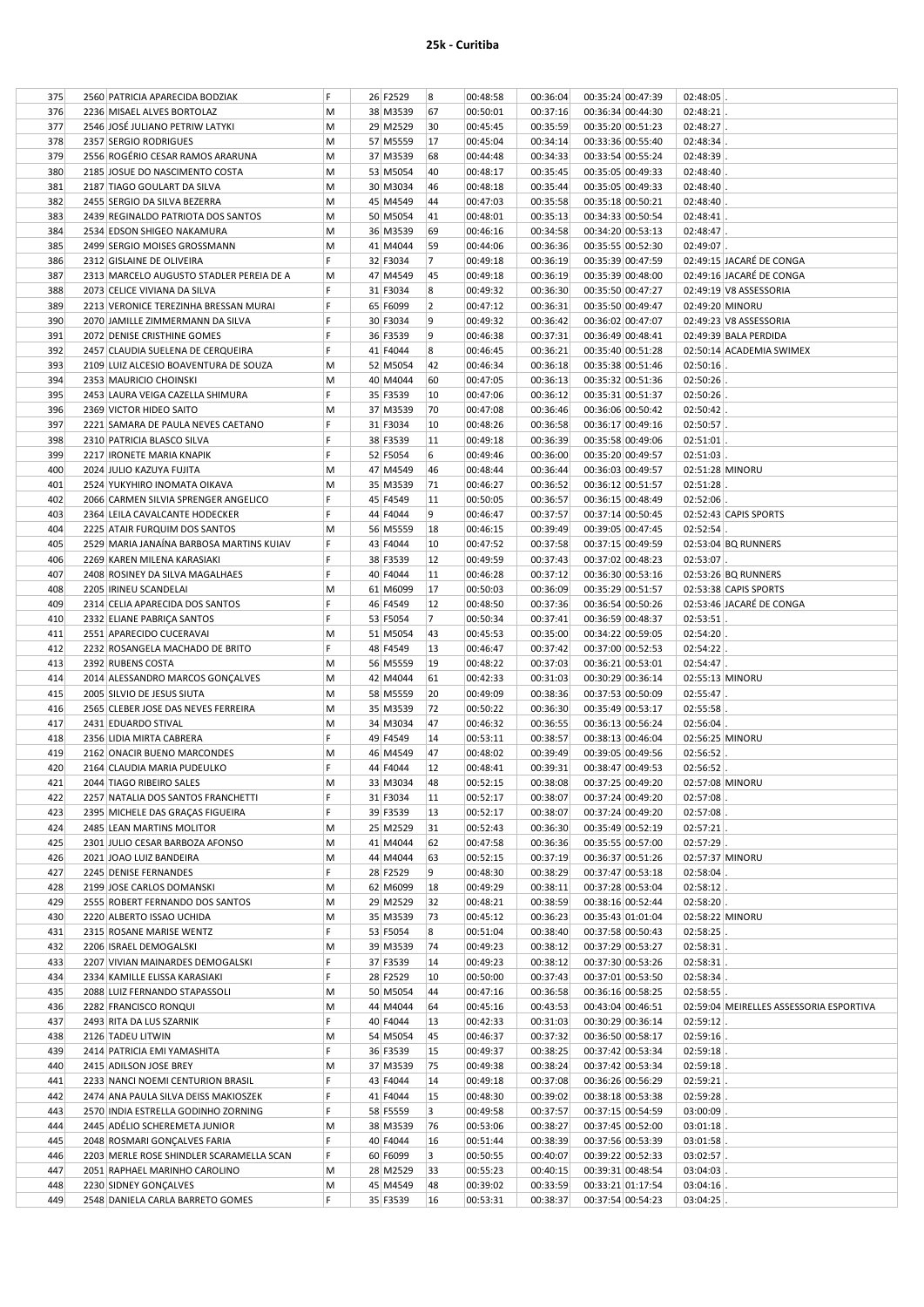# 25k - Curitiba

| | | | | | | | | | | | | |
|---|---|---|---|---|---|---|---|---|---|---|---|---|
| 375 | 2560 | PATRICIA APARECIDA BODZIAK | F | 26 | F2529 | 8 | 00:48:58 | 00:36:04 | 00:35:24 | 00:47:39 | 02:48:05 | . |
| 376 | 2236 | MISAEL ALVES BORTOLAZ | M | 38 | M3539 | 67 | 00:50:01 | 00:37:16 | 00:36:34 | 00:44:30 | 02:48:21 | . |
| 377 | 2546 | JOSÉ JULIANO PETRIW LATYKI | M | 29 | M2529 | 30 | 00:45:45 | 00:35:59 | 00:35:20 | 00:51:23 | 02:48:27 | . |
| 378 | 2357 | SERGIO RODRIGUES | M | 57 | M5559 | 17 | 00:45:04 | 00:34:14 | 00:33:36 | 00:55:40 | 02:48:34 | . |
| 379 | 2556 | ROGÉRIO CESAR RAMOS ARARUNA | M | 37 | M3539 | 68 | 00:44:48 | 00:34:33 | 00:33:54 | 00:55:24 | 02:48:39 | . |
| 380 | 2185 | JOSUE DO NASCIMENTO COSTA | M | 53 | M5054 | 40 | 00:48:17 | 00:35:45 | 00:35:05 | 00:49:33 | 02:48:40 | . |
| 381 | 2187 | TIAGO GOULART DA SILVA | M | 30 | M3034 | 46 | 00:48:18 | 00:35:44 | 00:35:05 | 00:49:33 | 02:48:40 | . |
| 382 | 2455 | SERGIO DA SILVA BEZERRA | M | 45 | M4549 | 44 | 00:47:03 | 00:35:58 | 00:35:18 | 00:50:21 | 02:48:40 | . |
| 383 | 2439 | REGINALDO PATRIOTA DOS SANTOS | M | 50 | M5054 | 41 | 00:48:01 | 00:35:13 | 00:34:33 | 00:50:54 | 02:48:41 | . |
| 384 | 2534 | EDSON SHIGEO NAKAMURA | M | 36 | M3539 | 69 | 00:46:16 | 00:34:58 | 00:34:20 | 00:53:13 | 02:48:47 | . |
| 385 | 2499 | SERGIO MOISES GROSSMANN | M | 41 | M4044 | 59 | 00:44:06 | 00:36:36 | 00:35:55 | 00:52:30 | 02:49:07 | . |
| 386 | 2312 | GISLAINE DE OLIVEIRA | F | 32 | F3034 | 7 | 00:49:18 | 00:36:19 | 00:35:39 | 00:47:59 | 02:49:15 | JACARÉ DE CONGA |
| 387 | 2313 | MARCELO AUGUSTO STADLER PEREIA DE A | M | 47 | M4549 | 45 | 00:49:18 | 00:36:19 | 00:35:39 | 00:48:00 | 02:49:16 | JACARÉ DE CONGA |
| 388 | 2073 | CELICE VIVIANA DA SILVA | F | 31 | F3034 | 8 | 00:49:32 | 00:36:30 | 00:35:50 | 00:47:27 | 02:49:19 | V8 ASSESSORIA |
| 389 | 2213 | VERONICE TEREZINHA BRESSAN MURAI | F | 65 | F6099 | 2 | 00:47:12 | 00:36:31 | 00:35:50 | 00:49:47 | 02:49:20 | MINORU |
| 390 | 2070 | JAMILLE ZIMMERMANN DA SILVA | F | 30 | F3034 | 9 | 00:49:32 | 00:36:42 | 00:36:02 | 00:47:07 | 02:49:23 | V8 ASSESSORIA |
| 391 | 2072 | DENISE CRISTHINE GOMES | F | 36 | F3539 | 9 | 00:46:38 | 00:37:31 | 00:36:49 | 00:48:41 | 02:49:39 | BALA PERDIDA |
| 392 | 2457 | CLAUDIA SUELENA DE CERQUEIRA | F | 41 | F4044 | 8 | 00:46:45 | 00:36:21 | 00:35:40 | 00:51:28 | 02:50:14 | ACADEMIA SWIMEX |
| 393 | 2109 | LUIZ ALCESIO BOAVENTURA DE SOUZA | M | 52 | M5054 | 42 | 00:46:34 | 00:36:18 | 00:35:38 | 00:51:46 | 02:50:16 | . |
| 394 | 2353 | MAURICIO CHOINSKI | M | 40 | M4044 | 60 | 00:47:05 | 00:36:13 | 00:35:32 | 00:51:36 | 02:50:26 | . |
| 395 | 2453 | LAURA VEIGA CAZELLA SHIMURA | F | 35 | F3539 | 10 | 00:47:06 | 00:36:12 | 00:35:31 | 00:51:37 | 02:50:26 | . |
| 396 | 2369 | VICTOR HIDEO SAITO | M | 37 | M3539 | 70 | 00:47:08 | 00:36:46 | 00:36:06 | 00:50:42 | 02:50:42 | . |
| 397 | 2221 | SAMARA DE PAULA NEVES CAETANO | F | 31 | F3034 | 10 | 00:48:26 | 00:36:58 | 00:36:17 | 00:49:16 | 02:50:57 | . |
| 398 | 2310 | PATRICIA BLASCO SILVA | F | 38 | F3539 | 11 | 00:49:18 | 00:36:39 | 00:35:58 | 00:49:06 | 02:51:01 | . |
| 399 | 2217 | IRONETE MARIA KNAPIK | F | 52 | F5054 | 6 | 00:49:46 | 00:36:00 | 00:35:20 | 00:49:57 | 02:51:03 | . |
| 400 | 2024 | JULIO KAZUYA FUJITA | M | 47 | M4549 | 46 | 00:48:44 | 00:36:44 | 00:36:03 | 00:49:57 | 02:51:28 | MINORU |
| 401 | 2524 | YUKYHIRO INOMATA OIKAVA | M | 35 | M3539 | 71 | 00:46:27 | 00:36:52 | 00:36:12 | 00:51:57 | 02:51:28 | . |
| 402 | 2066 | CARMEN SILVIA SPRENGER ANGELICO | F | 45 | F4549 | 11 | 00:50:05 | 00:36:57 | 00:36:15 | 00:48:49 | 02:52:06 | . |
| 403 | 2364 | LEILA CAVALCANTE HODECKER | F | 44 | F4044 | 9 | 00:46:47 | 00:37:57 | 00:37:14 | 00:50:45 | 02:52:43 | CAPIS SPORTS |
| 404 | 2225 | ATAIR FURQUIM DOS SANTOS | M | 56 | M5559 | 18 | 00:46:15 | 00:39:49 | 00:39:05 | 00:47:45 | 02:52:54 | . |
| 405 | 2529 | MARIA JANAÍNA BARBOSA MARTINS KUIAV | F | 43 | F4044 | 10 | 00:47:52 | 00:37:58 | 00:37:15 | 00:49:59 | 02:53:04 | BQ RUNNERS |
| 406 | 2269 | KAREN MILENA KARASIAKI | F | 38 | F3539 | 12 | 00:49:59 | 00:37:43 | 00:37:02 | 00:48:23 | 02:53:07 | . |
| 407 | 2408 | ROSINEY DA SILVA MAGALHAES | F | 40 | F4044 | 11 | 00:46:28 | 00:37:12 | 00:36:30 | 00:53:16 | 02:53:26 | BQ RUNNERS |
| 408 | 2205 | IRINEU SCANDELAI | M | 61 | M6099 | 17 | 00:50:03 | 00:36:09 | 00:35:29 | 00:51:57 | 02:53:38 | CAPIS SPORTS |
| 409 | 2314 | CELIA APARECIDA DOS SANTOS | F | 46 | F4549 | 12 | 00:48:50 | 00:37:36 | 00:36:54 | 00:50:26 | 02:53:46 | JACARÉ DE CONGA |
| 410 | 2332 | ELIANE PABRIÇA SANTOS | F | 53 | F5054 | 7 | 00:50:34 | 00:37:41 | 00:36:59 | 00:48:37 | 02:53:51 | . |
| 411 | 2551 | APARECIDO CUCERAVAI | M | 51 | M5054 | 43 | 00:45:53 | 00:35:00 | 00:34:22 | 00:59:05 | 02:54:20 | . |
| 412 | 2232 | ROSANGELA MACHADO DE BRITO | F | 48 | F4549 | 13 | 00:46:47 | 00:37:42 | 00:37:00 | 00:52:53 | 02:54:22 | . |
| 413 | 2392 | RUBENS COSTA | M | 56 | M5559 | 19 | 00:48:22 | 00:37:03 | 00:36:21 | 00:53:01 | 02:54:47 | . |
| 414 | 2014 | ALESSANDRO MARCOS GONÇALVES | M | 42 | M4044 | 61 | 00:42:33 | 00:31:03 | 00:30:29 | 00:36:14 | 02:55:13 | MINORU |
| 415 | 2005 | SILVIO DE JESUS SIUTA | M | 58 | M5559 | 20 | 00:49:09 | 00:38:36 | 00:37:53 | 00:50:09 | 02:55:47 | . |
| 416 | 2565 | CLEBER JOSE DAS NEVES FERREIRA | M | 35 | M3539 | 72 | 00:50:22 | 00:36:30 | 00:35:49 | 00:53:17 | 02:55:58 | . |
| 417 | 2431 | EDUARDO STIVAL | M | 34 | M3034 | 47 | 00:46:32 | 00:36:55 | 00:36:13 | 00:56:24 | 02:56:04 | . |
| 418 | 2356 | LIDIA MIRTA CABRERA | F | 49 | F4549 | 14 | 00:53:11 | 00:38:57 | 00:38:13 | 00:46:04 | 02:56:25 | MINORU |
| 419 | 2162 | ONACIR BUENO MARCONDES | M | 46 | M4549 | 47 | 00:48:02 | 00:39:49 | 00:39:05 | 00:49:56 | 02:56:52 | . |
| 420 | 2164 | CLAUDIA MARIA PUDEULKO | F | 44 | F4044 | 12 | 00:48:41 | 00:39:31 | 00:38:47 | 00:49:53 | 02:56:52 | . |
| 421 | 2044 | TIAGO RIBEIRO SALES | M | 33 | M3034 | 48 | 00:52:15 | 00:38:08 | 00:37:25 | 00:49:20 | 02:57:08 | MINORU |
| 422 | 2257 | NATALIA DOS SANTOS FRANCHETTI | F | 31 | F3034 | 11 | 00:52:17 | 00:38:07 | 00:37:24 | 00:49:20 | 02:57:08 | . |
| 423 | 2395 | MICHELE DAS GRAÇAS FIGUEIRA | F | 39 | F3539 | 13 | 00:52:17 | 00:38:07 | 00:37:24 | 00:49:20 | 02:57:08 | . |
| 424 | 2485 | LEAN MARTINS MOLITOR | M | 25 | M2529 | 31 | 00:52:43 | 00:36:30 | 00:35:49 | 00:52:19 | 02:57:21 | . |
| 425 | 2301 | JULIO CESAR BARBOZA AFONSO | M | 41 | M4044 | 62 | 00:47:58 | 00:36:36 | 00:35:55 | 00:57:00 | 02:57:29 | . |
| 426 | 2021 | JOAO LUIZ BANDEIRA | M | 44 | M4044 | 63 | 00:52:15 | 00:37:19 | 00:36:37 | 00:51:26 | 02:57:37 | MINORU |
| 427 | 2245 | DENISE FERNANDES | F | 28 | F2529 | 9 | 00:48:30 | 00:38:29 | 00:37:47 | 00:53:18 | 02:58:04 | . |
| 428 | 2199 | JOSE CARLOS DOMANSKI | M | 62 | M6099 | 18 | 00:49:29 | 00:38:11 | 00:37:28 | 00:53:04 | 02:58:12 | . |
| 429 | 2555 | ROBERT FERNANDO DOS SANTOS | M | 29 | M2529 | 32 | 00:48:21 | 00:38:59 | 00:38:16 | 00:52:44 | 02:58:20 | . |
| 430 | 2220 | ALBERTO ISSAO UCHIDA | M | 35 | M3539 | 73 | 00:45:12 | 00:36:23 | 00:35:43 | 01:01:04 | 02:58:22 | MINORU |
| 431 | 2315 | ROSANE MARISE WENTZ | F | 53 | F5054 | 8 | 00:51:04 | 00:38:40 | 00:37:58 | 00:50:43 | 02:58:25 | . |
| 432 | 2206 | ISRAEL DEMOGALSKI | M | 39 | M3539 | 74 | 00:49:23 | 00:38:12 | 00:37:29 | 00:53:27 | 02:58:31 | . |
| 433 | 2207 | VIVIAN MAINARDES DEMOGALSKI | F | 37 | F3539 | 14 | 00:49:23 | 00:38:12 | 00:37:30 | 00:53:26 | 02:58:31 | . |
| 434 | 2334 | KAMILLE ELISSA KARASIAKI | F | 28 | F2529 | 10 | 00:50:00 | 00:37:43 | 00:37:01 | 00:53:50 | 02:58:34 | . |
| 435 | 2088 | LUIZ FERNANDO STAPASSOLI | M | 50 | M5054 | 44 | 00:47:16 | 00:36:58 | 00:36:16 | 00:58:25 | 02:58:55 | . |
| 436 | 2282 | FRANCISCO RONQUI | M | 44 | M4044 | 64 | 00:45:16 | 00:43:53 | 00:43:04 | 00:46:51 | 02:59:04 | MEIRELLES ASSESSORIA ESPORTIVA |
| 437 | 2493 | RITA DA LUS SZARNIK | F | 40 | F4044 | 13 | 00:42:33 | 00:31:03 | 00:30:29 | 00:36:14 | 02:59:12 | . |
| 438 | 2126 | TADEU LITWIN | M | 54 | M5054 | 45 | 00:46:37 | 00:37:32 | 00:36:50 | 00:58:17 | 02:59:16 | . |
| 439 | 2414 | PATRICIA EMI YAMASHITA | F | 36 | F3539 | 15 | 00:49:37 | 00:38:25 | 00:37:42 | 00:53:34 | 02:59:18 | . |
| 440 | 2415 | ADILSON JOSE BREY | M | 37 | M3539 | 75 | 00:49:38 | 00:38:24 | 00:37:42 | 00:53:34 | 02:59:18 | . |
| 441 | 2233 | NANCI NOEMI CENTURION BRASIL | F | 43 | F4044 | 14 | 00:49:18 | 00:37:08 | 00:36:26 | 00:56:29 | 02:59:21 | . |
| 442 | 2474 | ANA PAULA SILVA DEISS MAKIOSZEK | F | 41 | F4044 | 15 | 00:48:30 | 00:39:02 | 00:38:18 | 00:53:38 | 02:59:28 | . |
| 443 | 2570 | INDIA ESTRELLA GODINHO ZORNING | F | 58 | F5559 | 3 | 00:49:58 | 00:37:57 | 00:37:15 | 00:54:59 | 03:00:09 | . |
| 444 | 2445 | ADÉLIO SCHEREMETA JUNIOR | M | 38 | M3539 | 76 | 00:53:06 | 00:38:27 | 00:37:45 | 00:52:00 | 03:01:18 | . |
| 445 | 2048 | ROSMARI GONÇALVES FARIA | F | 40 | F4044 | 16 | 00:51:44 | 00:38:39 | 00:37:56 | 00:53:39 | 03:01:58 | . |
| 446 | 2203 | MERLE ROSE SHINDLER SCARAMELLA SCAN | F | 60 | F6099 | 3 | 00:50:55 | 00:40:07 | 00:39:22 | 00:52:33 | 03:02:57 | . |
| 447 | 2051 | RAPHAEL MARINHO CAROLINO | M | 28 | M2529 | 33 | 00:55:23 | 00:40:15 | 00:39:31 | 00:48:54 | 03:04:03 | . |
| 448 | 2230 | SIDNEY GONÇALVES | M | 45 | M4549 | 48 | 00:39:02 | 00:33:59 | 00:33:21 | 01:17:54 | 03:04:16 | . |
| 449 | 2548 | DANIELA CARLA BARRETO GOMES | F | 35 | F3539 | 16 | 00:53:31 | 00:38:37 | 00:37:54 | 00:54:23 | 03:04:25 | . |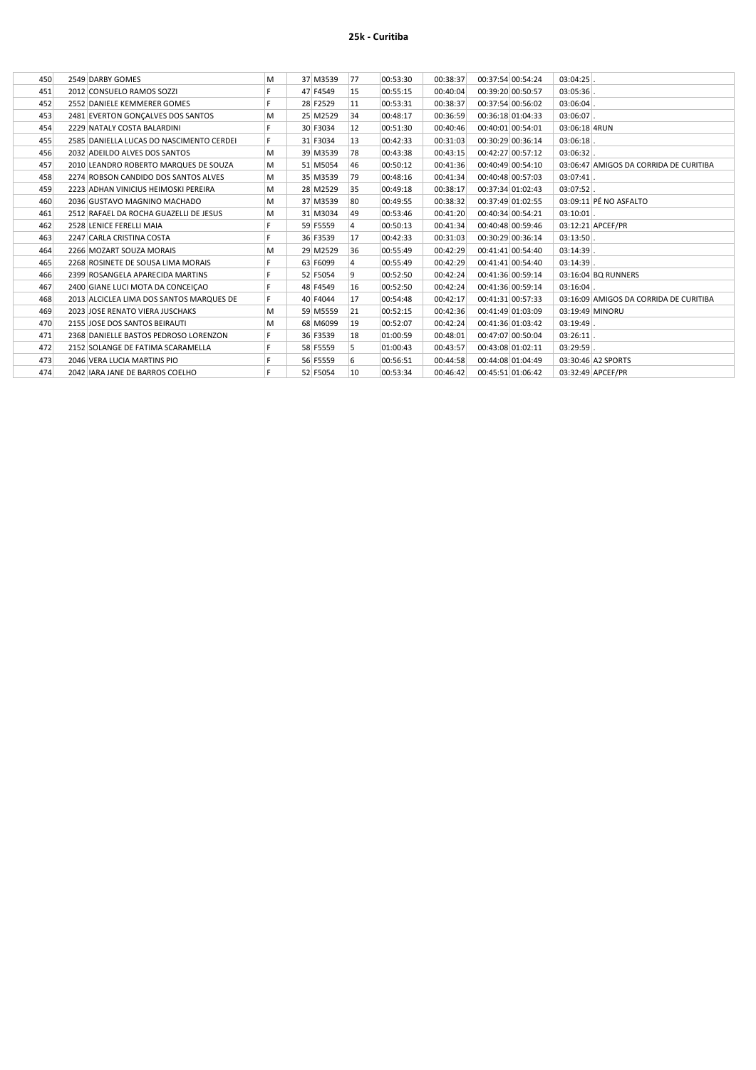# 25k - Curitiba

| | | | | | | | | | | | | |
|---|---|---|---|---|---|---|---|---|---|---|---|---|
| 450 | 2549 | DARBY GOMES | M | 37 | M3539 | 77 | 00:53:30 | 00:38:37 | 00:37:54 | 00:54:24 | 03:04:25 | . |
| 451 | 2012 | CONSUELO RAMOS SOZZI | F | 47 | F4549 | 15 | 00:55:15 | 00:40:04 | 00:39:20 | 00:50:57 | 03:05:36 | . |
| 452 | 2552 | DANIELE KEMMERER GOMES | F | 28 | F2529 | 11 | 00:53:31 | 00:38:37 | 00:37:54 | 00:56:02 | 03:06:04 | . |
| 453 | 2481 | EVERTON GONÇALVES DOS SANTOS | M | 25 | M2529 | 34 | 00:48:17 | 00:36:59 | 00:36:18 | 01:04:33 | 03:06:07 | . |
| 454 | 2229 | NATALY COSTA BALARDINI | F | 30 | F3034 | 12 | 00:51:30 | 00:40:46 | 00:40:01 | 00:54:01 | 03:06:18 | 4RUN |
| 455 | 2585 | DANIELLA LUCAS DO NASCIMENTO CERDEI | F | 31 | F3034 | 13 | 00:42:33 | 00:31:03 | 00:30:29 | 00:36:14 | 03:06:18 | . |
| 456 | 2032 | ADEILDO ALVES DOS SANTOS | M | 39 | M3539 | 78 | 00:43:38 | 00:43:15 | 00:42:27 | 00:57:12 | 03:06:32 | . |
| 457 | 2010 | LEANDRO ROBERTO MARQUES DE SOUZA | M | 51 | M5054 | 46 | 00:50:12 | 00:41:36 | 00:40:49 | 00:54:10 | 03:06:47 | AMIGOS DA CORRIDA DE CURITIBA |
| 458 | 2274 | ROBSON CANDIDO DOS SANTOS ALVES | M | 35 | M3539 | 79 | 00:48:16 | 00:41:34 | 00:40:48 | 00:57:03 | 03:07:41 | . |
| 459 | 2223 | ADHAN VINICIUS HEIMOSKI PEREIRA | M | 28 | M2529 | 35 | 00:49:18 | 00:38:17 | 00:37:34 | 01:02:43 | 03:07:52 | . |
| 460 | 2036 | GUSTAVO MAGNINO MACHADO | M | 37 | M3539 | 80 | 00:49:55 | 00:38:32 | 00:37:49 | 01:02:55 | 03:09:11 | PÉ NO ASFALTO |
| 461 | 2512 | RAFAEL DA ROCHA GUAZELLI DE JESUS | M | 31 | M3034 | 49 | 00:53:46 | 00:41:20 | 00:40:34 | 00:54:21 | 03:10:01 | . |
| 462 | 2528 | LENICE FERELLI MAIA | F | 59 | F5559 | 4 | 00:50:13 | 00:41:34 | 00:40:48 | 00:59:46 | 03:12:21 | APCEF/PR |
| 463 | 2247 | CARLA CRISTINA COSTA | F | 36 | F3539 | 17 | 00:42:33 | 00:31:03 | 00:30:29 | 00:36:14 | 03:13:50 | . |
| 464 | 2266 | MOZART SOUZA MORAIS | M | 29 | M2529 | 36 | 00:55:49 | 00:42:29 | 00:41:41 | 00:54:40 | 03:14:39 | . |
| 465 | 2268 | ROSINETE DE SOUSA LIMA MORAIS | F | 63 | F6099 | 4 | 00:55:49 | 00:42:29 | 00:41:41 | 00:54:40 | 03:14:39 | . |
| 466 | 2399 | ROSANGELA APARECIDA MARTINS | F | 52 | F5054 | 9 | 00:52:50 | 00:42:24 | 00:41:36 | 00:59:14 | 03:16:04 | BQ RUNNERS |
| 467 | 2400 | GIANE LUCI MOTA DA CONCEIÇAO | F | 48 | F4549 | 16 | 00:52:50 | 00:42:24 | 00:41:36 | 00:59:14 | 03:16:04 | . |
| 468 | 2013 | ALCICLEA LIMA DOS SANTOS MARQUES DE | F | 40 | F4044 | 17 | 00:54:48 | 00:42:17 | 00:41:31 | 00:57:33 | 03:16:09 | AMIGOS DA CORRIDA DE CURITIBA |
| 469 | 2023 | JOSE RENATO VIERA JUSCHAKS | M | 59 | M5559 | 21 | 00:52:15 | 00:42:36 | 00:41:49 | 01:03:09 | 03:19:49 | MINORU |
| 470 | 2155 | JOSE DOS SANTOS BEIRAUTI | M | 68 | M6099 | 19 | 00:52:07 | 00:42:24 | 00:41:36 | 01:03:42 | 03:19:49 | . |
| 471 | 2368 | DANIELLE BASTOS PEDROSO LORENZON | F | 36 | F3539 | 18 | 01:00:59 | 00:48:01 | 00:47:07 | 00:50:04 | 03:26:11 | . |
| 472 | 2152 | SOLANGE DE FATIMA SCARAMELLA | F | 58 | F5559 | 5 | 01:00:43 | 00:43:57 | 00:43:08 | 01:02:11 | 03:29:59 | . |
| 473 | 2046 | VERA LUCIA MARTINS PIO | F | 56 | F5559 | 6 | 00:56:51 | 00:44:58 | 00:44:08 | 01:04:49 | 03:30:46 | A2 SPORTS |
| 474 | 2042 | IARA JANE DE BARROS COELHO | F | 52 | F5054 | 10 | 00:53:34 | 00:46:42 | 00:45:51 | 01:06:42 | 03:32:49 | APCEF/PR |